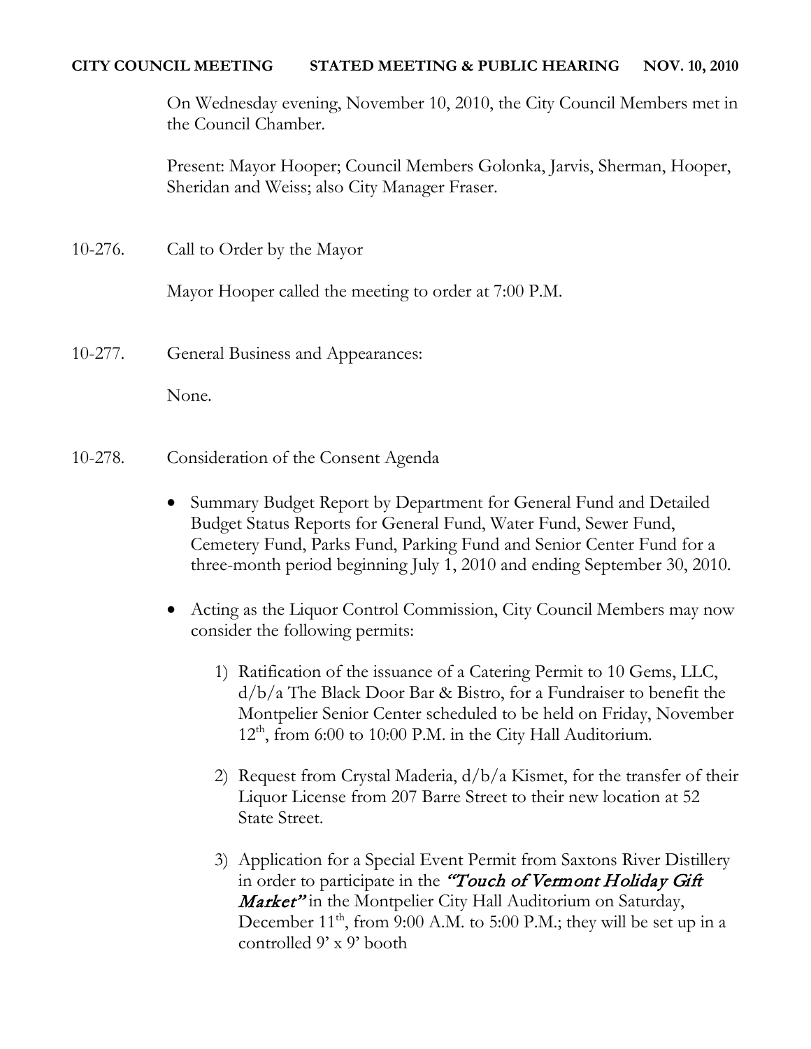**CITY COUNCIL MEETING STATED MEETING & PUBLIC HEARING NOV. 10, 2010**

On Wednesday evening, November 10, 2010, the City Council Members met in the Council Chamber.

Present: Mayor Hooper; Council Members Golonka, Jarvis, Sherman, Hooper, Sheridan and Weiss; also City Manager Fraser.

10-276. Call to Order by the Mayor

Mayor Hooper called the meeting to order at 7:00 P.M.

10-277. General Business and Appearances:

None.

10-278. Consideration of the Consent Agenda

- Summary Budget Report by Department for General Fund and Detailed Budget Status Reports for General Fund, Water Fund, Sewer Fund, Cemetery Fund, Parks Fund, Parking Fund and Senior Center Fund for a three-month period beginning July 1, 2010 and ending September 30, 2010.

- Acting as the Liquor Control Commission, City Council Members may now consider the following permits:

  1) Ratification of the issuance of a Catering Permit to 10 Gems, LLC, d/b/a The Black Door Bar & Bistro, for a Fundraiser to benefit the Montpelier Senior Center scheduled to be held on Friday, November 12th, from 6:00 to 10:00 P.M. in the City Hall Auditorium.

  2) Request from Crystal Maderia, d/b/a Kismet, for the transfer of their Liquor License from 207 Barre Street to their new location at 52 State Street.

  3) Application for a Special Event Permit from Saxtons River Distillery in order to participate in the ***"Touch of Vermont Holiday Gift Market"*** in the Montpelier City Hall Auditorium on Saturday, December 11th, from 9:00 A.M. to 5:00 P.M.; they will be set up in a controlled 9' x 9' booth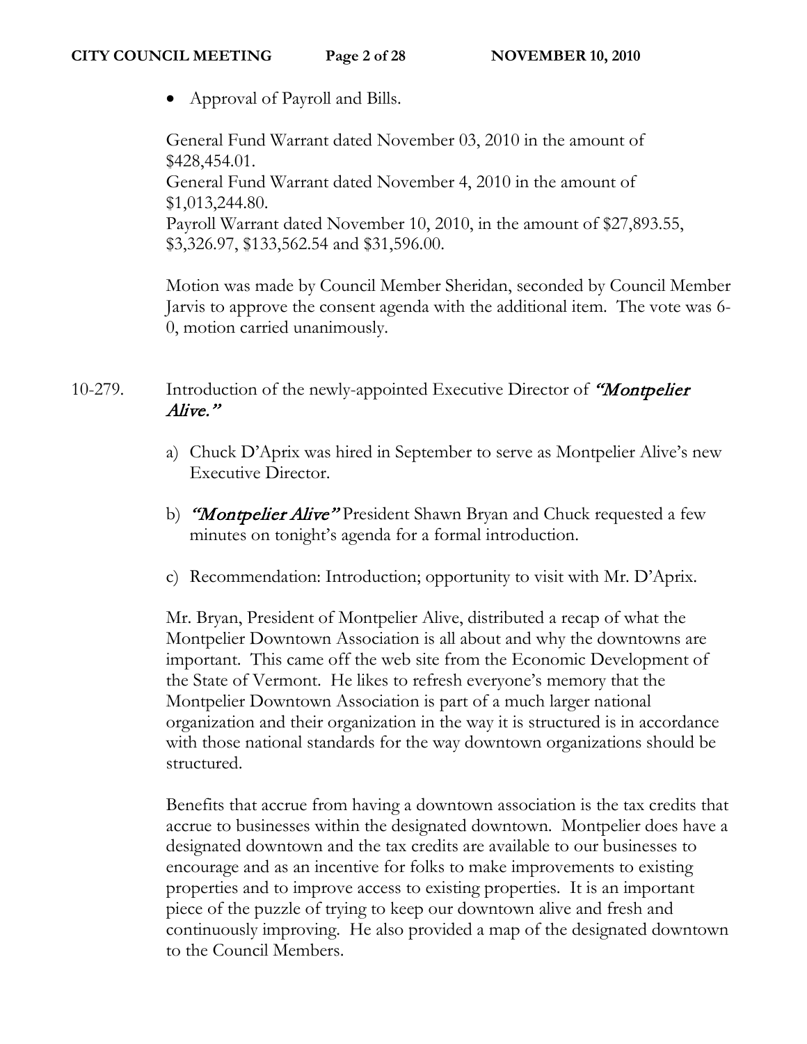- Approval of Payroll and Bills.

General Fund Warrant dated November 03, 2010 in the amount of $428,454.01.
General Fund Warrant dated November 4, 2010 in the amount of $1,013,244.80.
Payroll Warrant dated November 10, 2010, in the amount of $27,893.55, $3,326.97, $133,562.54 and $31,596.00.

Motion was made by Council Member Sheridan, seconded by Council Member Jarvis to approve the consent agenda with the additional item. The vote was 6-0, motion carried unanimously.

10-279. Introduction of the newly-appointed Executive Director of ***"Montpelier Alive."***

a) Chuck D'Aprix was hired in September to serve as Montpelier Alive's new Executive Director.

b) ***"Montpelier Alive"*** President Shawn Bryan and Chuck requested a few minutes on tonight's agenda for a formal introduction.

c) Recommendation: Introduction; opportunity to visit with Mr. D'Aprix.

Mr. Bryan, President of Montpelier Alive, distributed a recap of what the Montpelier Downtown Association is all about and why the downtowns are important. This came off the web site from the Economic Development of the State of Vermont. He likes to refresh everyone's memory that the Montpelier Downtown Association is part of a much larger national organization and their organization in the way it is structured is in accordance with those national standards for the way downtown organizations should be structured.

Benefits that accrue from having a downtown association is the tax credits that accrue to businesses within the designated downtown. Montpelier does have a designated downtown and the tax credits are available to our businesses to encourage and as an incentive for folks to make improvements to existing properties and to improve access to existing properties. It is an important piece of the puzzle of trying to keep our downtown alive and fresh and continuously improving. He also provided a map of the designated downtown to the Council Members.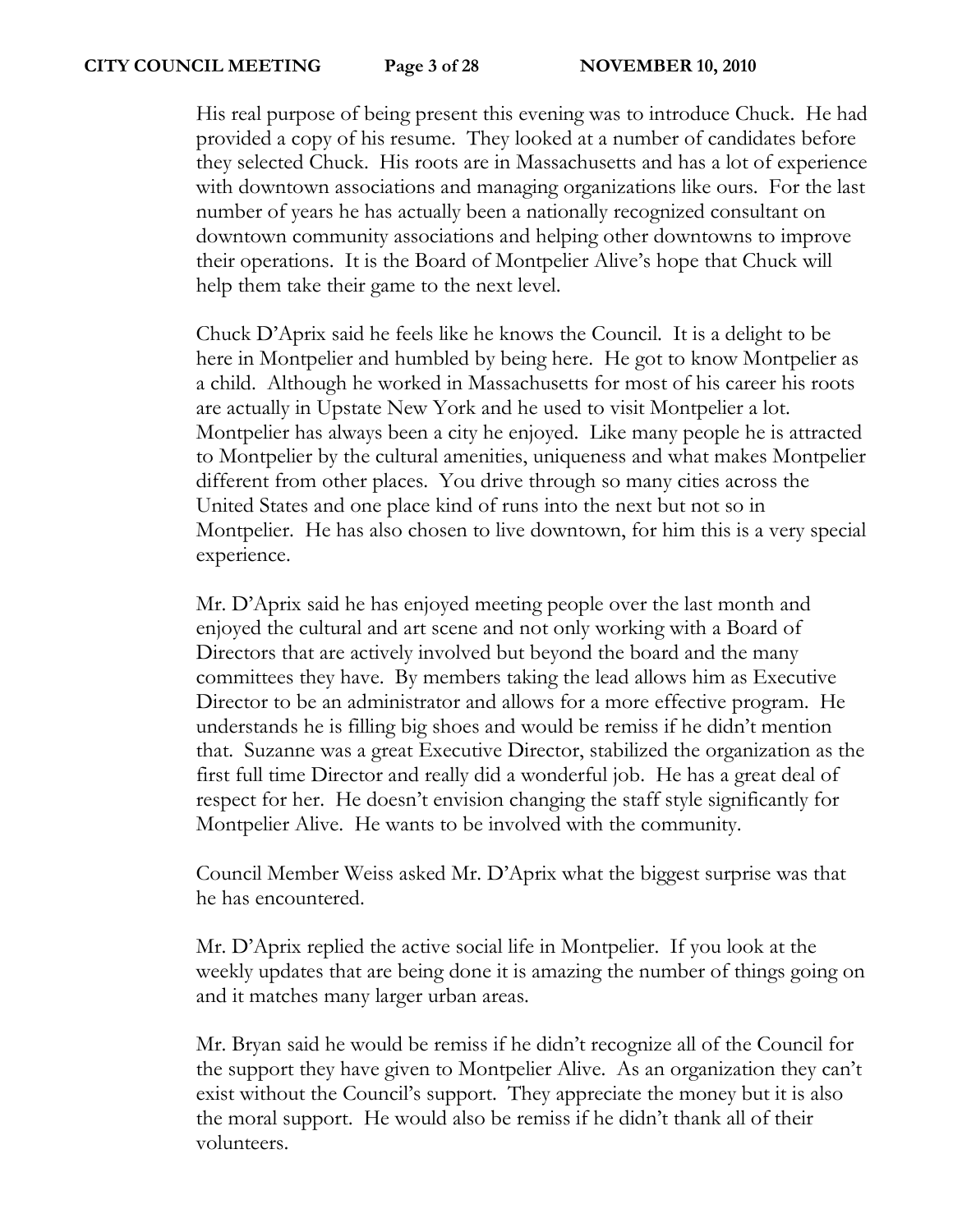His real purpose of being present this evening was to introduce Chuck. He had provided a copy of his resume. They looked at a number of candidates before they selected Chuck. His roots are in Massachusetts and has a lot of experience with downtown associations and managing organizations like ours. For the last number of years he has actually been a nationally recognized consultant on downtown community associations and helping other downtowns to improve their operations. It is the Board of Montpelier Alive's hope that Chuck will help them take their game to the next level.

Chuck D'Aprix said he feels like he knows the Council. It is a delight to be here in Montpelier and humbled by being here. He got to know Montpelier as a child. Although he worked in Massachusetts for most of his career his roots are actually in Upstate New York and he used to visit Montpelier a lot. Montpelier has always been a city he enjoyed. Like many people he is attracted to Montpelier by the cultural amenities, uniqueness and what makes Montpelier different from other places. You drive through so many cities across the United States and one place kind of runs into the next but not so in Montpelier. He has also chosen to live downtown, for him this is a very special experience.

Mr. D'Aprix said he has enjoyed meeting people over the last month and enjoyed the cultural and art scene and not only working with a Board of Directors that are actively involved but beyond the board and the many committees they have. By members taking the lead allows him as Executive Director to be an administrator and allows for a more effective program. He understands he is filling big shoes and would be remiss if he didn't mention that. Suzanne was a great Executive Director, stabilized the organization as the first full time Director and really did a wonderful job. He has a great deal of respect for her. He doesn't envision changing the staff style significantly for Montpelier Alive. He wants to be involved with the community.

Council Member Weiss asked Mr. D'Aprix what the biggest surprise was that he has encountered.

Mr. D'Aprix replied the active social life in Montpelier. If you look at the weekly updates that are being done it is amazing the number of things going on and it matches many larger urban areas.

Mr. Bryan said he would be remiss if he didn't recognize all of the Council for the support they have given to Montpelier Alive. As an organization they can't exist without the Council's support. They appreciate the money but it is also the moral support. He would also be remiss if he didn't thank all of their volunteers.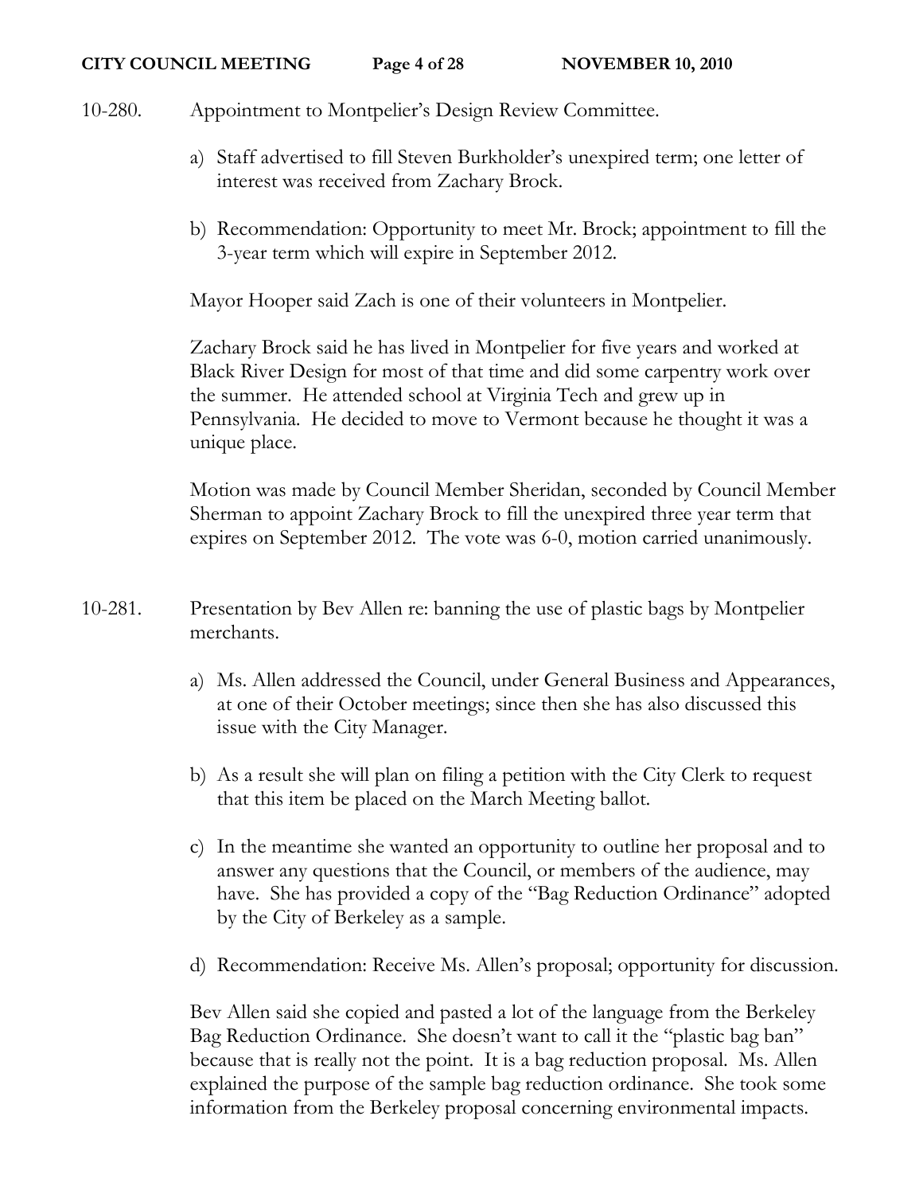10-280. Appointment to Montpelier's Design Review Committee.

a) Staff advertised to fill Steven Burkholder's unexpired term; one letter of interest was received from Zachary Brock.

b) Recommendation: Opportunity to meet Mr. Brock; appointment to fill the 3-year term which will expire in September 2012.

Mayor Hooper said Zach is one of their volunteers in Montpelier.

Zachary Brock said he has lived in Montpelier for five years and worked at Black River Design for most of that time and did some carpentry work over the summer. He attended school at Virginia Tech and grew up in Pennsylvania. He decided to move to Vermont because he thought it was a unique place.

Motion was made by Council Member Sheridan, seconded by Council Member Sherman to appoint Zachary Brock to fill the unexpired three year term that expires on September 2012. The vote was 6-0, motion carried unanimously.

10-281. Presentation by Bev Allen re: banning the use of plastic bags by Montpelier merchants.

a) Ms. Allen addressed the Council, under General Business and Appearances, at one of their October meetings; since then she has also discussed this issue with the City Manager.

b) As a result she will plan on filing a petition with the City Clerk to request that this item be placed on the March Meeting ballot.

c) In the meantime she wanted an opportunity to outline her proposal and to answer any questions that the Council, or members of the audience, may have. She has provided a copy of the "Bag Reduction Ordinance" adopted by the City of Berkeley as a sample.

d) Recommendation: Receive Ms. Allen's proposal; opportunity for discussion.

Bev Allen said she copied and pasted a lot of the language from the Berkeley Bag Reduction Ordinance. She doesn't want to call it the "plastic bag ban" because that is really not the point. It is a bag reduction proposal. Ms. Allen explained the purpose of the sample bag reduction ordinance. She took some information from the Berkeley proposal concerning environmental impacts.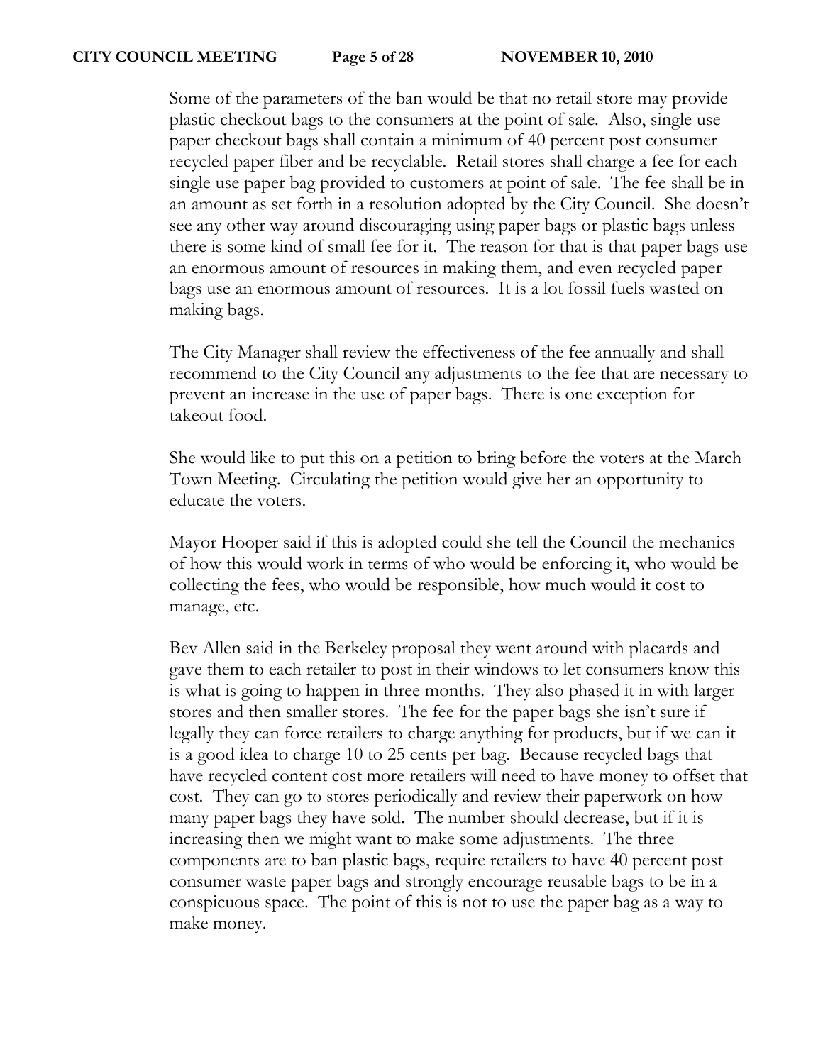Some of the parameters of the ban would be that no retail store may provide plastic checkout bags to the consumers at the point of sale. Also, single use paper checkout bags shall contain a minimum of 40 percent post consumer recycled paper fiber and be recyclable. Retail stores shall charge a fee for each single use paper bag provided to customers at point of sale. The fee shall be in an amount as set forth in a resolution adopted by the City Council. She doesn't see any other way around discouraging using paper bags or plastic bags unless there is some kind of small fee for it. The reason for that is that paper bags use an enormous amount of resources in making them, and even recycled paper bags use an enormous amount of resources. It is a lot fossil fuels wasted on making bags.

The City Manager shall review the effectiveness of the fee annually and shall recommend to the City Council any adjustments to the fee that are necessary to prevent an increase in the use of paper bags. There is one exception for takeout food.

She would like to put this on a petition to bring before the voters at the March Town Meeting. Circulating the petition would give her an opportunity to educate the voters.

Mayor Hooper said if this is adopted could she tell the Council the mechanics of how this would work in terms of who would be enforcing it, who would be collecting the fees, who would be responsible, how much would it cost to manage, etc.

Bev Allen said in the Berkeley proposal they went around with placards and gave them to each retailer to post in their windows to let consumers know this is what is going to happen in three months. They also phased it in with larger stores and then smaller stores. The fee for the paper bags she isn't sure if legally they can force retailers to charge anything for products, but if we can it is a good idea to charge 10 to 25 cents per bag. Because recycled bags that have recycled content cost more retailers will need to have money to offset that cost. They can go to stores periodically and review their paperwork on how many paper bags they have sold. The number should decrease, but if it is increasing then we might want to make some adjustments. The three components are to ban plastic bags, require retailers to have 40 percent post consumer waste paper bags and strongly encourage reusable bags to be in a conspicuous space. The point of this is not to use the paper bag as a way to make money.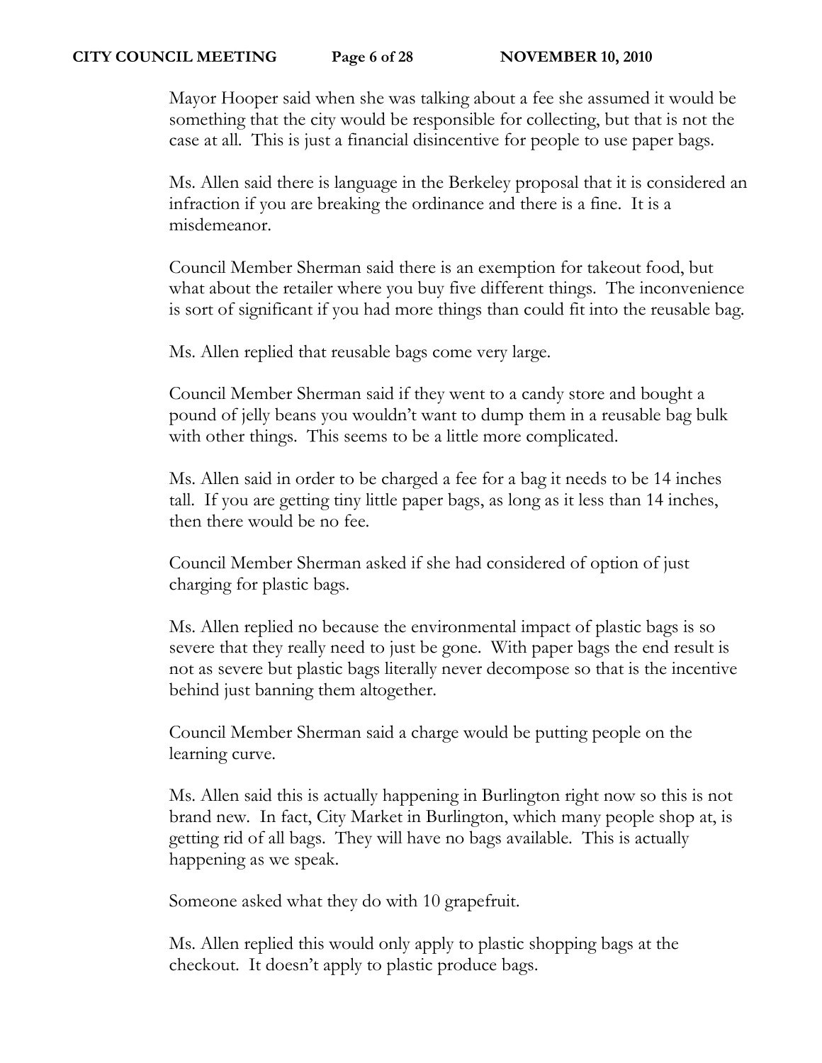Mayor Hooper said when she was talking about a fee she assumed it would be something that the city would be responsible for collecting, but that is not the case at all. This is just a financial disincentive for people to use paper bags.

Ms. Allen said there is language in the Berkeley proposal that it is considered an infraction if you are breaking the ordinance and there is a fine. It is a misdemeanor.

Council Member Sherman said there is an exemption for takeout food, but what about the retailer where you buy five different things. The inconvenience is sort of significant if you had more things than could fit into the reusable bag.

Ms. Allen replied that reusable bags come very large.

Council Member Sherman said if they went to a candy store and bought a pound of jelly beans you wouldn't want to dump them in a reusable bag bulk with other things. This seems to be a little more complicated.

Ms. Allen said in order to be charged a fee for a bag it needs to be 14 inches tall. If you are getting tiny little paper bags, as long as it less than 14 inches, then there would be no fee.

Council Member Sherman asked if she had considered of option of just charging for plastic bags.

Ms. Allen replied no because the environmental impact of plastic bags is so severe that they really need to just be gone. With paper bags the end result is not as severe but plastic bags literally never decompose so that is the incentive behind just banning them altogether.

Council Member Sherman said a charge would be putting people on the learning curve.

Ms. Allen said this is actually happening in Burlington right now so this is not brand new. In fact, City Market in Burlington, which many people shop at, is getting rid of all bags. They will have no bags available. This is actually happening as we speak.

Someone asked what they do with 10 grapefruit.

Ms. Allen replied this would only apply to plastic shopping bags at the checkout. It doesn't apply to plastic produce bags.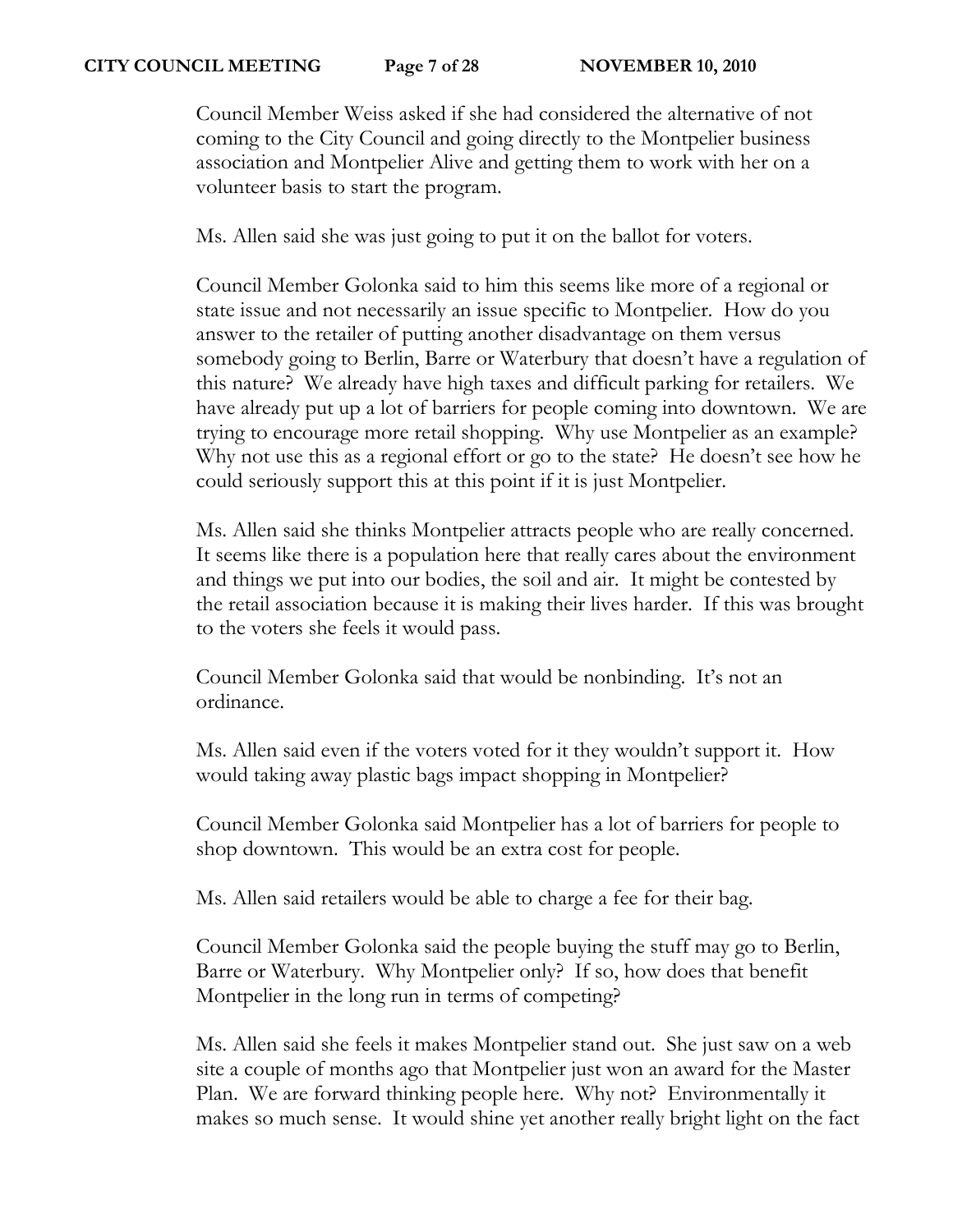Council Member Weiss asked if she had considered the alternative of not coming to the City Council and going directly to the Montpelier business association and Montpelier Alive and getting them to work with her on a volunteer basis to start the program.

Ms. Allen said she was just going to put it on the ballot for voters.

Council Member Golonka said to him this seems like more of a regional or state issue and not necessarily an issue specific to Montpelier. How do you answer to the retailer of putting another disadvantage on them versus somebody going to Berlin, Barre or Waterbury that doesn't have a regulation of this nature? We already have high taxes and difficult parking for retailers. We have already put up a lot of barriers for people coming into downtown. We are trying to encourage more retail shopping. Why use Montpelier as an example? Why not use this as a regional effort or go to the state? He doesn't see how he could seriously support this at this point if it is just Montpelier.

Ms. Allen said she thinks Montpelier attracts people who are really concerned. It seems like there is a population here that really cares about the environment and things we put into our bodies, the soil and air. It might be contested by the retail association because it is making their lives harder. If this was brought to the voters she feels it would pass.

Council Member Golonka said that would be nonbinding. It's not an ordinance.

Ms. Allen said even if the voters voted for it they wouldn't support it. How would taking away plastic bags impact shopping in Montpelier?

Council Member Golonka said Montpelier has a lot of barriers for people to shop downtown. This would be an extra cost for people.

Ms. Allen said retailers would be able to charge a fee for their bag.

Council Member Golonka said the people buying the stuff may go to Berlin, Barre or Waterbury. Why Montpelier only? If so, how does that benefit Montpelier in the long run in terms of competing?

Ms. Allen said she feels it makes Montpelier stand out. She just saw on a web site a couple of months ago that Montpelier just won an award for the Master Plan. We are forward thinking people here. Why not? Environmentally it makes so much sense. It would shine yet another really bright light on the fact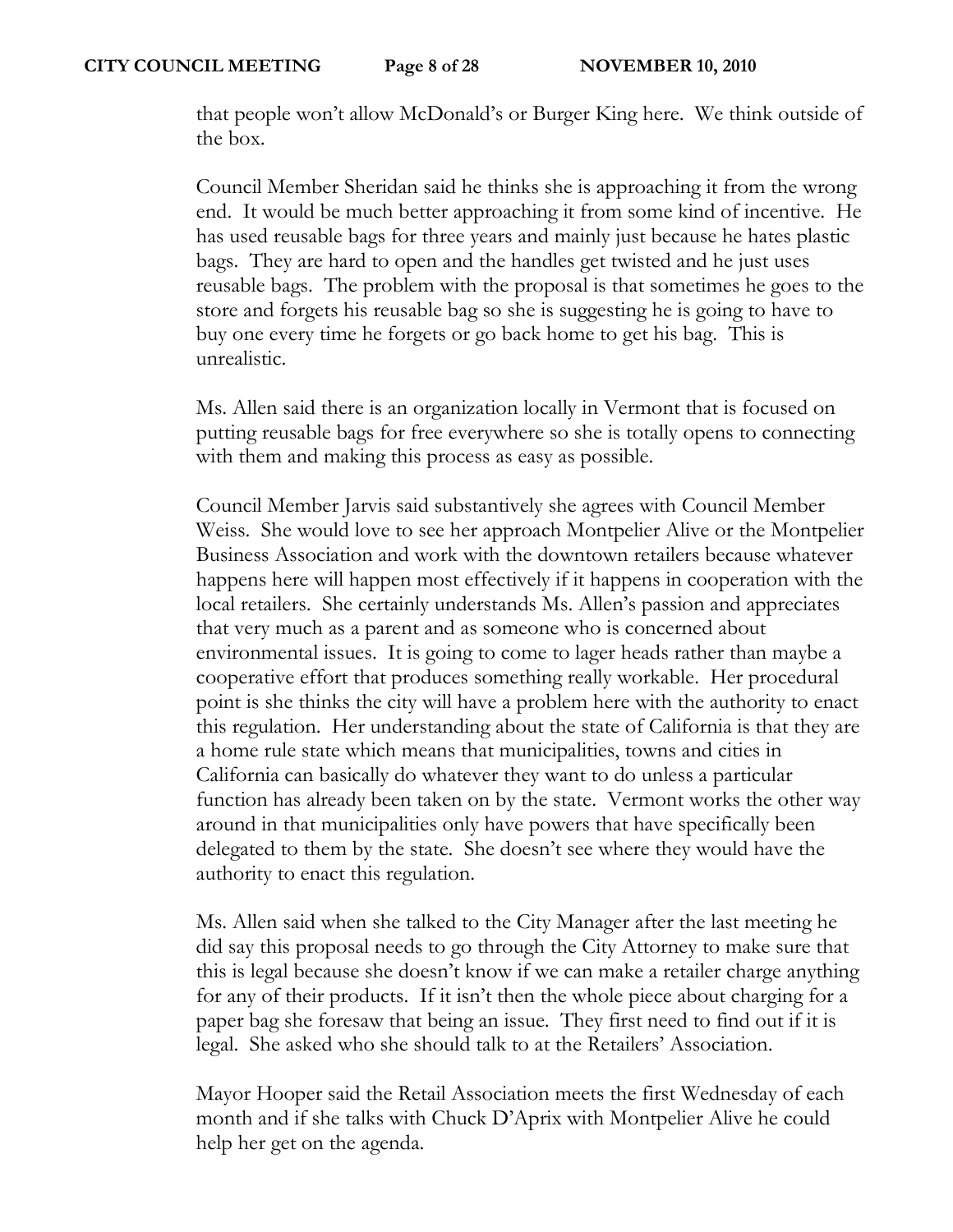that people won't allow McDonald's or Burger King here. We think outside of the box.

Council Member Sheridan said he thinks she is approaching it from the wrong end. It would be much better approaching it from some kind of incentive. He has used reusable bags for three years and mainly just because he hates plastic bags. They are hard to open and the handles get twisted and he just uses reusable bags. The problem with the proposal is that sometimes he goes to the store and forgets his reusable bag so she is suggesting he is going to have to buy one every time he forgets or go back home to get his bag. This is unrealistic.

Ms. Allen said there is an organization locally in Vermont that is focused on putting reusable bags for free everywhere so she is totally opens to connecting with them and making this process as easy as possible.

Council Member Jarvis said substantively she agrees with Council Member Weiss. She would love to see her approach Montpelier Alive or the Montpelier Business Association and work with the downtown retailers because whatever happens here will happen most effectively if it happens in cooperation with the local retailers. She certainly understands Ms. Allen's passion and appreciates that very much as a parent and as someone who is concerned about environmental issues. It is going to come to lager heads rather than maybe a cooperative effort that produces something really workable. Her procedural point is she thinks the city will have a problem here with the authority to enact this regulation. Her understanding about the state of California is that they are a home rule state which means that municipalities, towns and cities in California can basically do whatever they want to do unless a particular function has already been taken on by the state. Vermont works the other way around in that municipalities only have powers that have specifically been delegated to them by the state. She doesn't see where they would have the authority to enact this regulation.

Ms. Allen said when she talked to the City Manager after the last meeting he did say this proposal needs to go through the City Attorney to make sure that this is legal because she doesn't know if we can make a retailer charge anything for any of their products. If it isn't then the whole piece about charging for a paper bag she foresaw that being an issue. They first need to find out if it is legal. She asked who she should talk to at the Retailers' Association.

Mayor Hooper said the Retail Association meets the first Wednesday of each month and if she talks with Chuck D'Aprix with Montpelier Alive he could help her get on the agenda.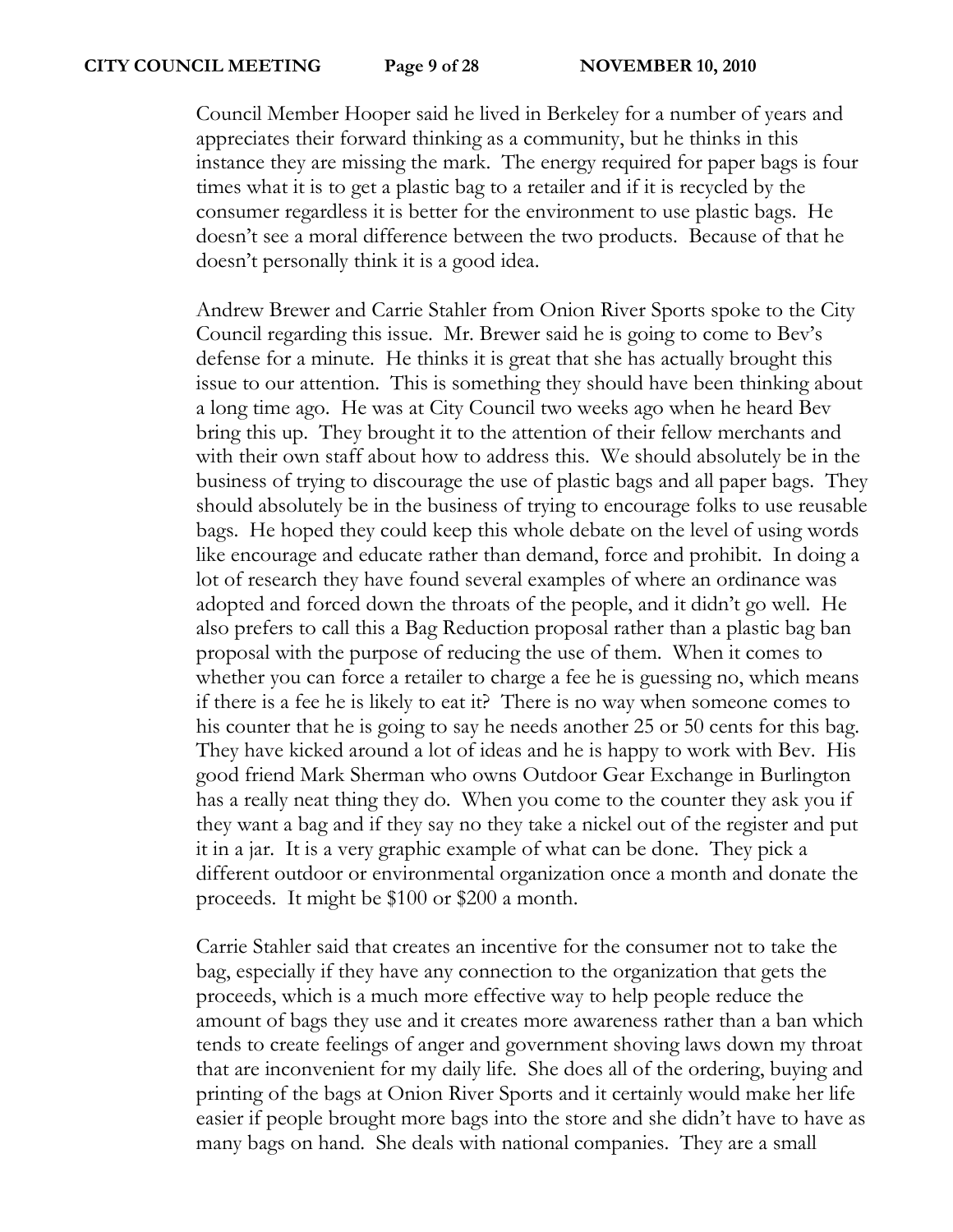Council Member Hooper said he lived in Berkeley for a number of years and appreciates their forward thinking as a community, but he thinks in this instance they are missing the mark. The energy required for paper bags is four times what it is to get a plastic bag to a retailer and if it is recycled by the consumer regardless it is better for the environment to use plastic bags. He doesn't see a moral difference between the two products. Because of that he doesn't personally think it is a good idea.

Andrew Brewer and Carrie Stahler from Onion River Sports spoke to the City Council regarding this issue. Mr. Brewer said he is going to come to Bev's defense for a minute. He thinks it is great that she has actually brought this issue to our attention. This is something they should have been thinking about a long time ago. He was at City Council two weeks ago when he heard Bev bring this up. They brought it to the attention of their fellow merchants and with their own staff about how to address this. We should absolutely be in the business of trying to discourage the use of plastic bags and all paper bags. They should absolutely be in the business of trying to encourage folks to use reusable bags. He hoped they could keep this whole debate on the level of using words like encourage and educate rather than demand, force and prohibit. In doing a lot of research they have found several examples of where an ordinance was adopted and forced down the throats of the people, and it didn't go well. He also prefers to call this a Bag Reduction proposal rather than a plastic bag ban proposal with the purpose of reducing the use of them. When it comes to whether you can force a retailer to charge a fee he is guessing no, which means if there is a fee he is likely to eat it? There is no way when someone comes to his counter that he is going to say he needs another 25 or 50 cents for this bag. They have kicked around a lot of ideas and he is happy to work with Bev. His good friend Mark Sherman who owns Outdoor Gear Exchange in Burlington has a really neat thing they do. When you come to the counter they ask you if they want a bag and if they say no they take a nickel out of the register and put it in a jar. It is a very graphic example of what can be done. They pick a different outdoor or environmental organization once a month and donate the proceeds. It might be $100 or $200 a month.

Carrie Stahler said that creates an incentive for the consumer not to take the bag, especially if they have any connection to the organization that gets the proceeds, which is a much more effective way to help people reduce the amount of bags they use and it creates more awareness rather than a ban which tends to create feelings of anger and government shoving laws down my throat that are inconvenient for my daily life. She does all of the ordering, buying and printing of the bags at Onion River Sports and it certainly would make her life easier if people brought more bags into the store and she didn't have to have as many bags on hand. She deals with national companies. They are a small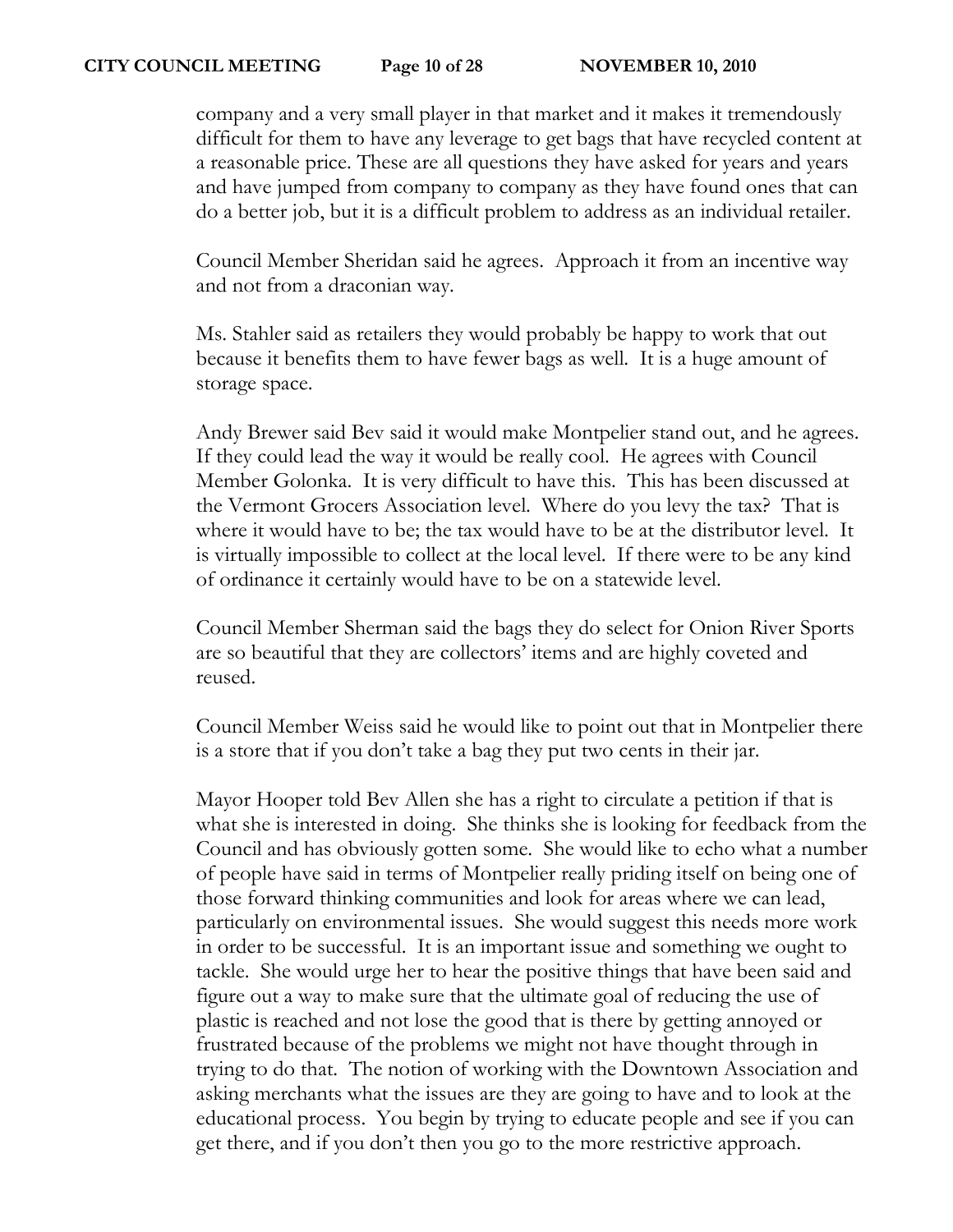company and a very small player in that market and it makes it tremendously difficult for them to have any leverage to get bags that have recycled content at a reasonable price. These are all questions they have asked for years and years and have jumped from company to company as they have found ones that can do a better job, but it is a difficult problem to address as an individual retailer.

Council Member Sheridan said he agrees. Approach it from an incentive way and not from a draconian way.

Ms. Stahler said as retailers they would probably be happy to work that out because it benefits them to have fewer bags as well. It is a huge amount of storage space.

Andy Brewer said Bev said it would make Montpelier stand out, and he agrees. If they could lead the way it would be really cool. He agrees with Council Member Golonka. It is very difficult to have this. This has been discussed at the Vermont Grocers Association level. Where do you levy the tax? That is where it would have to be; the tax would have to be at the distributor level. It is virtually impossible to collect at the local level. If there were to be any kind of ordinance it certainly would have to be on a statewide level.

Council Member Sherman said the bags they do select for Onion River Sports are so beautiful that they are collectors' items and are highly coveted and reused.

Council Member Weiss said he would like to point out that in Montpelier there is a store that if you don't take a bag they put two cents in their jar.

Mayor Hooper told Bev Allen she has a right to circulate a petition if that is what she is interested in doing. She thinks she is looking for feedback from the Council and has obviously gotten some. She would like to echo what a number of people have said in terms of Montpelier really priding itself on being one of those forward thinking communities and look for areas where we can lead, particularly on environmental issues. She would suggest this needs more work in order to be successful. It is an important issue and something we ought to tackle. She would urge her to hear the positive things that have been said and figure out a way to make sure that the ultimate goal of reducing the use of plastic is reached and not lose the good that is there by getting annoyed or frustrated because of the problems we might not have thought through in trying to do that. The notion of working with the Downtown Association and asking merchants what the issues are they are going to have and to look at the educational process. You begin by trying to educate people and see if you can get there, and if you don't then you go to the more restrictive approach.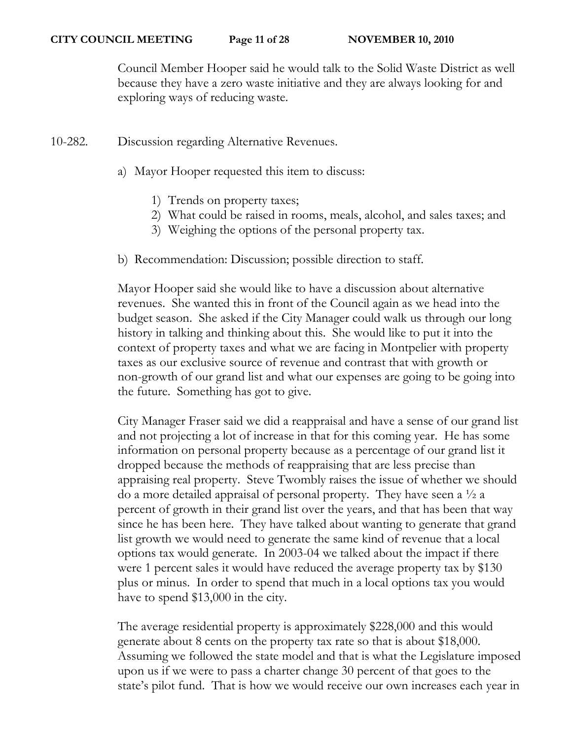Council Member Hooper said he would talk to the Solid Waste District as well because they have a zero waste initiative and they are always looking for and exploring ways of reducing waste.

10-282. Discussion regarding Alternative Revenues.

a) Mayor Hooper requested this item to discuss:

1) Trends on property taxes;
2) What could be raised in rooms, meals, alcohol, and sales taxes; and
3) Weighing the options of the personal property tax.

b) Recommendation: Discussion; possible direction to staff.

Mayor Hooper said she would like to have a discussion about alternative revenues. She wanted this in front of the Council again as we head into the budget season. She asked if the City Manager could walk us through our long history in talking and thinking about this. She would like to put it into the context of property taxes and what we are facing in Montpelier with property taxes as our exclusive source of revenue and contrast that with growth or non-growth of our grand list and what our expenses are going to be going into the future. Something has got to give.

City Manager Fraser said we did a reappraisal and have a sense of our grand list and not projecting a lot of increase in that for this coming year. He has some information on personal property because as a percentage of our grand list it dropped because the methods of reappraising that are less precise than appraising real property. Steve Twombly raises the issue of whether we should do a more detailed appraisal of personal property. They have seen a ½ a percent of growth in their grand list over the years, and that has been that way since he has been here. They have talked about wanting to generate that grand list growth we would need to generate the same kind of revenue that a local options tax would generate. In 2003-04 we talked about the impact if there were 1 percent sales it would have reduced the average property tax by $130 plus or minus. In order to spend that much in a local options tax you would have to spend $13,000 in the city.

The average residential property is approximately $228,000 and this would generate about 8 cents on the property tax rate so that is about $18,000. Assuming we followed the state model and that is what the Legislature imposed upon us if we were to pass a charter change 30 percent of that goes to the state's pilot fund. That is how we would receive our own increases each year in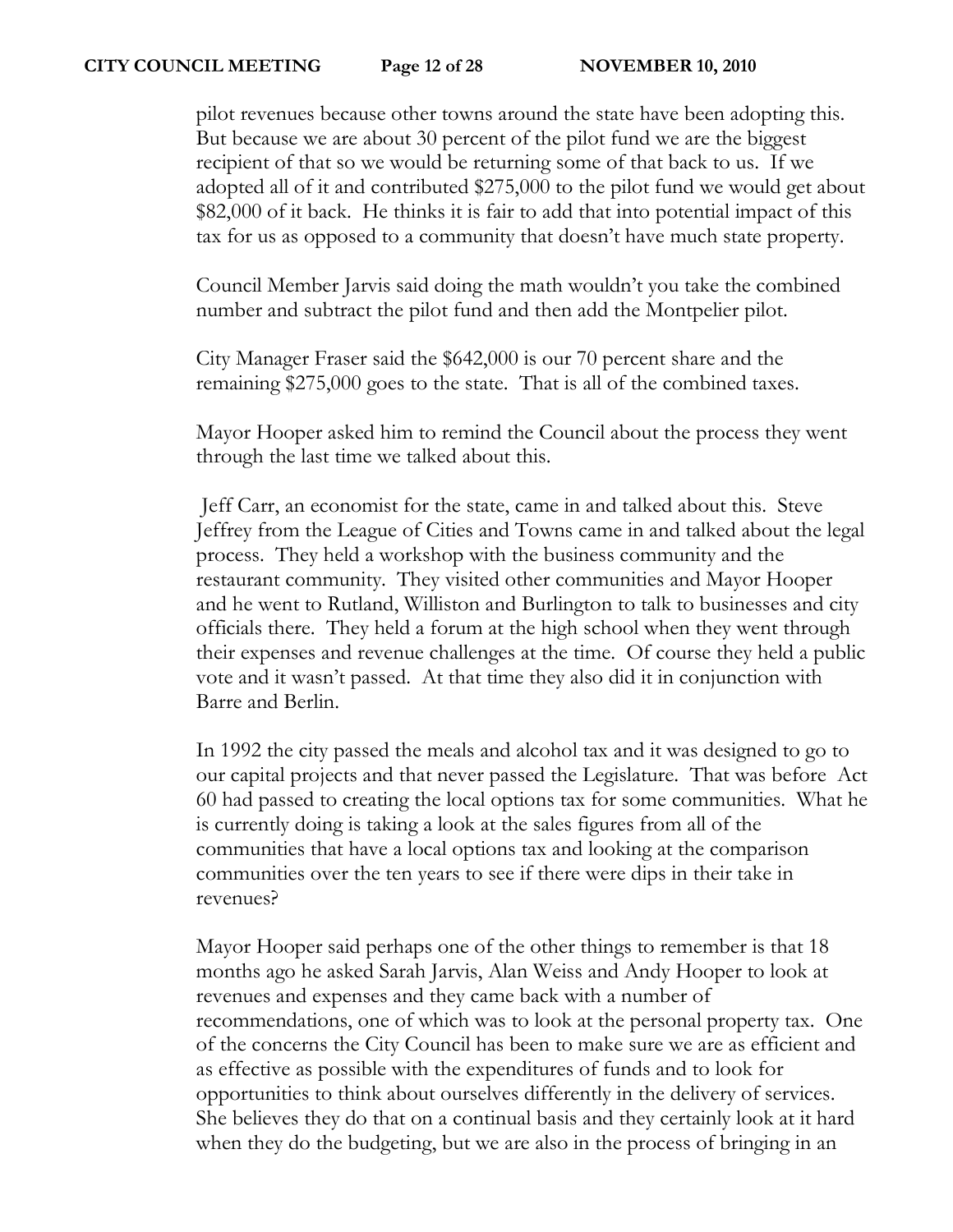pilot revenues because other towns around the state have been adopting this. But because we are about 30 percent of the pilot fund we are the biggest recipient of that so we would be returning some of that back to us. If we adopted all of it and contributed $275,000 to the pilot fund we would get about $82,000 of it back. He thinks it is fair to add that into potential impact of this tax for us as opposed to a community that doesn't have much state property.

Council Member Jarvis said doing the math wouldn't you take the combined number and subtract the pilot fund and then add the Montpelier pilot.

City Manager Fraser said the $642,000 is our 70 percent share and the remaining $275,000 goes to the state. That is all of the combined taxes.

Mayor Hooper asked him to remind the Council about the process they went through the last time we talked about this.

Jeff Carr, an economist for the state, came in and talked about this. Steve Jeffrey from the League of Cities and Towns came in and talked about the legal process. They held a workshop with the business community and the restaurant community. They visited other communities and Mayor Hooper and he went to Rutland, Williston and Burlington to talk to businesses and city officials there. They held a forum at the high school when they went through their expenses and revenue challenges at the time. Of course they held a public vote and it wasn't passed. At that time they also did it in conjunction with Barre and Berlin.

In 1992 the city passed the meals and alcohol tax and it was designed to go to our capital projects and that never passed the Legislature. That was before Act 60 had passed to creating the local options tax for some communities. What he is currently doing is taking a look at the sales figures from all of the communities that have a local options tax and looking at the comparison communities over the ten years to see if there were dips in their take in revenues?

Mayor Hooper said perhaps one of the other things to remember is that 18 months ago he asked Sarah Jarvis, Alan Weiss and Andy Hooper to look at revenues and expenses and they came back with a number of recommendations, one of which was to look at the personal property tax. One of the concerns the City Council has been to make sure we are as efficient and as effective as possible with the expenditures of funds and to look for opportunities to think about ourselves differently in the delivery of services. She believes they do that on a continual basis and they certainly look at it hard when they do the budgeting, but we are also in the process of bringing in an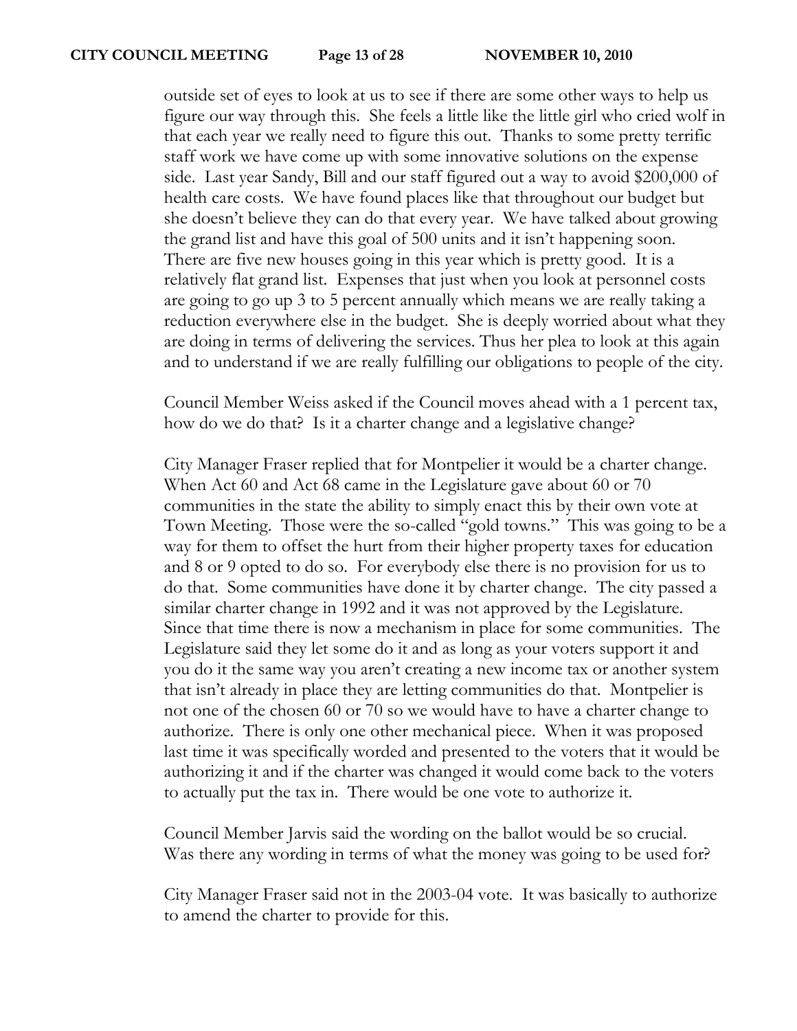outside set of eyes to look at us to see if there are some other ways to help us figure our way through this. She feels a little like the little girl who cried wolf in that each year we really need to figure this out. Thanks to some pretty terrific staff work we have come up with some innovative solutions on the expense side. Last year Sandy, Bill and our staff figured out a way to avoid $200,000 of health care costs. We have found places like that throughout our budget but she doesn't believe they can do that every year. We have talked about growing the grand list and have this goal of 500 units and it isn't happening soon. There are five new houses going in this year which is pretty good. It is a relatively flat grand list. Expenses that just when you look at personnel costs are going to go up 3 to 5 percent annually which means we are really taking a reduction everywhere else in the budget. She is deeply worried about what they are doing in terms of delivering the services. Thus her plea to look at this again and to understand if we are really fulfilling our obligations to people of the city.

Council Member Weiss asked if the Council moves ahead with a 1 percent tax, how do we do that? Is it a charter change and a legislative change?

City Manager Fraser replied that for Montpelier it would be a charter change. When Act 60 and Act 68 came in the Legislature gave about 60 or 70 communities in the state the ability to simply enact this by their own vote at Town Meeting. Those were the so-called "gold towns." This was going to be a way for them to offset the hurt from their higher property taxes for education and 8 or 9 opted to do so. For everybody else there is no provision for us to do that. Some communities have done it by charter change. The city passed a similar charter change in 1992 and it was not approved by the Legislature. Since that time there is now a mechanism in place for some communities. The Legislature said they let some do it and as long as your voters support it and you do it the same way you aren't creating a new income tax or another system that isn't already in place they are letting communities do that. Montpelier is not one of the chosen 60 or 70 so we would have to have a charter change to authorize. There is only one other mechanical piece. When it was proposed last time it was specifically worded and presented to the voters that it would be authorizing it and if the charter was changed it would come back to the voters to actually put the tax in. There would be one vote to authorize it.

Council Member Jarvis said the wording on the ballot would be so crucial. Was there any wording in terms of what the money was going to be used for?

City Manager Fraser said not in the 2003-04 vote. It was basically to authorize to amend the charter to provide for this.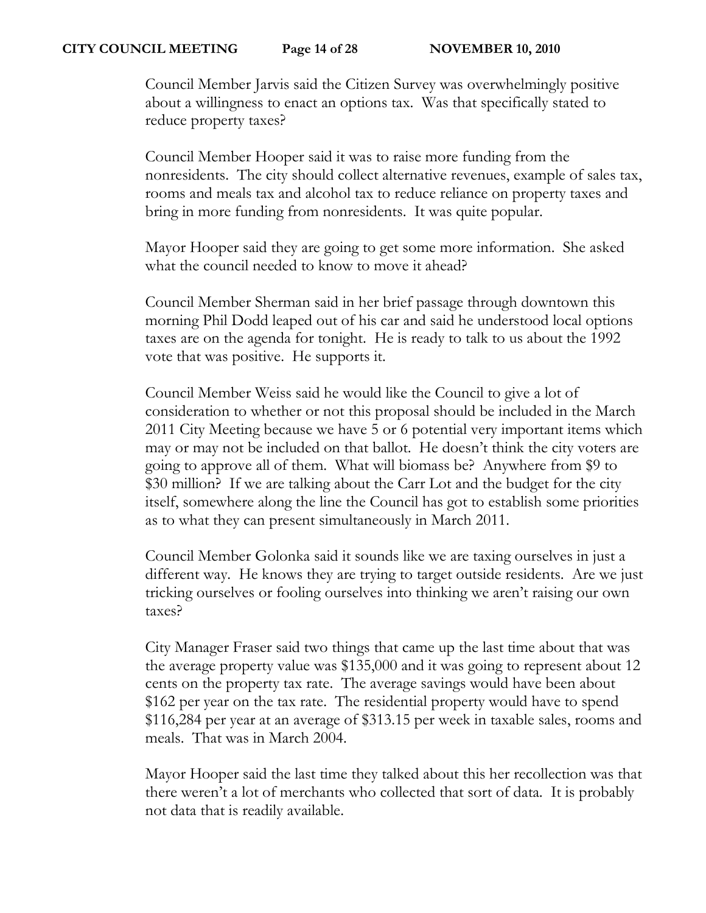Council Member Jarvis said the Citizen Survey was overwhelmingly positive about a willingness to enact an options tax. Was that specifically stated to reduce property taxes?

Council Member Hooper said it was to raise more funding from the nonresidents. The city should collect alternative revenues, example of sales tax, rooms and meals tax and alcohol tax to reduce reliance on property taxes and bring in more funding from nonresidents. It was quite popular.

Mayor Hooper said they are going to get some more information. She asked what the council needed to know to move it ahead?

Council Member Sherman said in her brief passage through downtown this morning Phil Dodd leaped out of his car and said he understood local options taxes are on the agenda for tonight. He is ready to talk to us about the 1992 vote that was positive. He supports it.

Council Member Weiss said he would like the Council to give a lot of consideration to whether or not this proposal should be included in the March 2011 City Meeting because we have 5 or 6 potential very important items which may or may not be included on that ballot. He doesn't think the city voters are going to approve all of them. What will biomass be? Anywhere from $9 to $30 million? If we are talking about the Carr Lot and the budget for the city itself, somewhere along the line the Council has got to establish some priorities as to what they can present simultaneously in March 2011.

Council Member Golonka said it sounds like we are taxing ourselves in just a different way. He knows they are trying to target outside residents. Are we just tricking ourselves or fooling ourselves into thinking we aren't raising our own taxes?

City Manager Fraser said two things that came up the last time about that was the average property value was $135,000 and it was going to represent about 12 cents on the property tax rate. The average savings would have been about $162 per year on the tax rate. The residential property would have to spend $116,284 per year at an average of $313.15 per week in taxable sales, rooms and meals. That was in March 2004.

Mayor Hooper said the last time they talked about this her recollection was that there weren't a lot of merchants who collected that sort of data. It is probably not data that is readily available.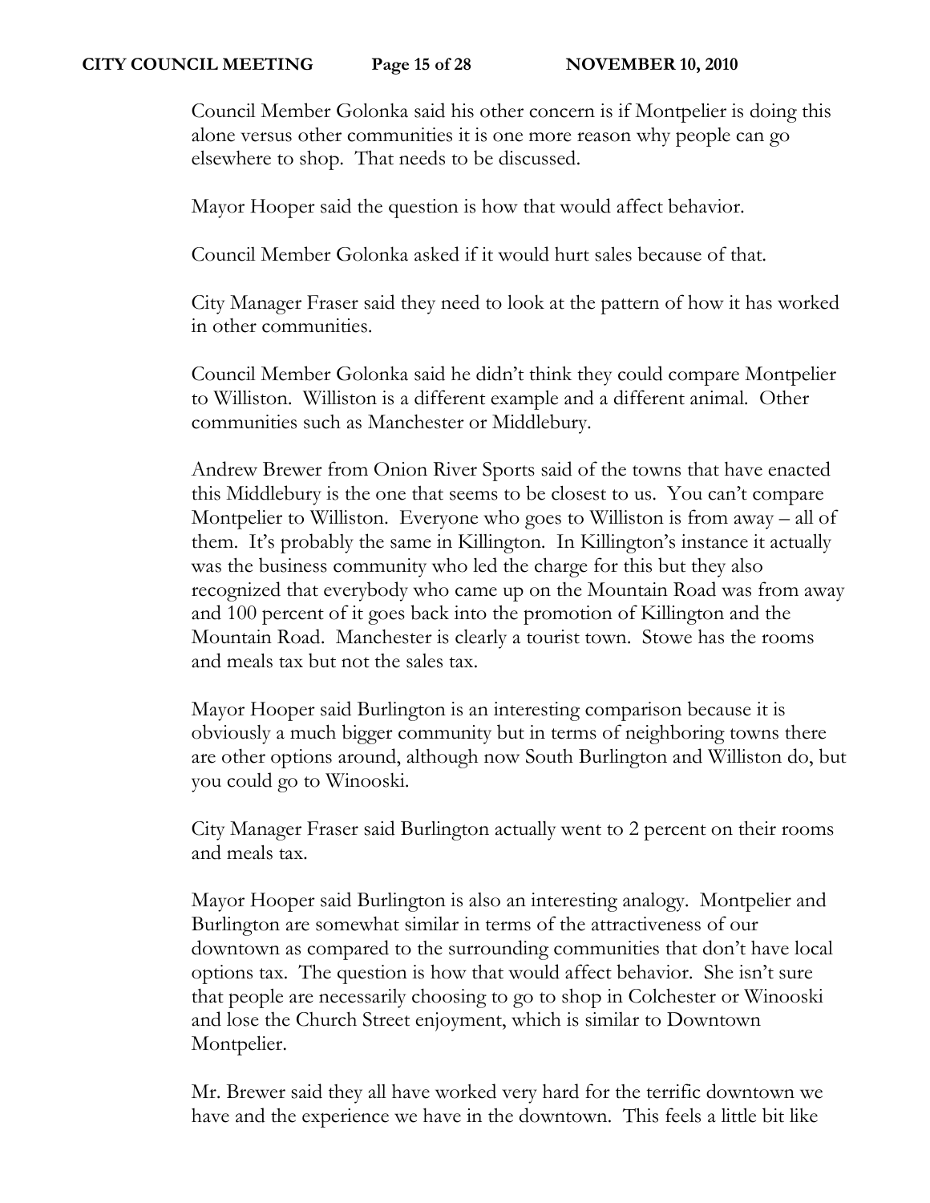Council Member Golonka said his other concern is if Montpelier is doing this alone versus other communities it is one more reason why people can go elsewhere to shop. That needs to be discussed.

Mayor Hooper said the question is how that would affect behavior.

Council Member Golonka asked if it would hurt sales because of that.

City Manager Fraser said they need to look at the pattern of how it has worked in other communities.

Council Member Golonka said he didn't think they could compare Montpelier to Williston. Williston is a different example and a different animal. Other communities such as Manchester or Middlebury.

Andrew Brewer from Onion River Sports said of the towns that have enacted this Middlebury is the one that seems to be closest to us. You can't compare Montpelier to Williston. Everyone who goes to Williston is from away – all of them. It's probably the same in Killington. In Killington's instance it actually was the business community who led the charge for this but they also recognized that everybody who came up on the Mountain Road was from away and 100 percent of it goes back into the promotion of Killington and the Mountain Road. Manchester is clearly a tourist town. Stowe has the rooms and meals tax but not the sales tax.

Mayor Hooper said Burlington is an interesting comparison because it is obviously a much bigger community but in terms of neighboring towns there are other options around, although now South Burlington and Williston do, but you could go to Winooski.

City Manager Fraser said Burlington actually went to 2 percent on their rooms and meals tax.

Mayor Hooper said Burlington is also an interesting analogy. Montpelier and Burlington are somewhat similar in terms of the attractiveness of our downtown as compared to the surrounding communities that don't have local options tax. The question is how that would affect behavior. She isn't sure that people are necessarily choosing to go to shop in Colchester or Winooski and lose the Church Street enjoyment, which is similar to Downtown Montpelier.

Mr. Brewer said they all have worked very hard for the terrific downtown we have and the experience we have in the downtown. This feels a little bit like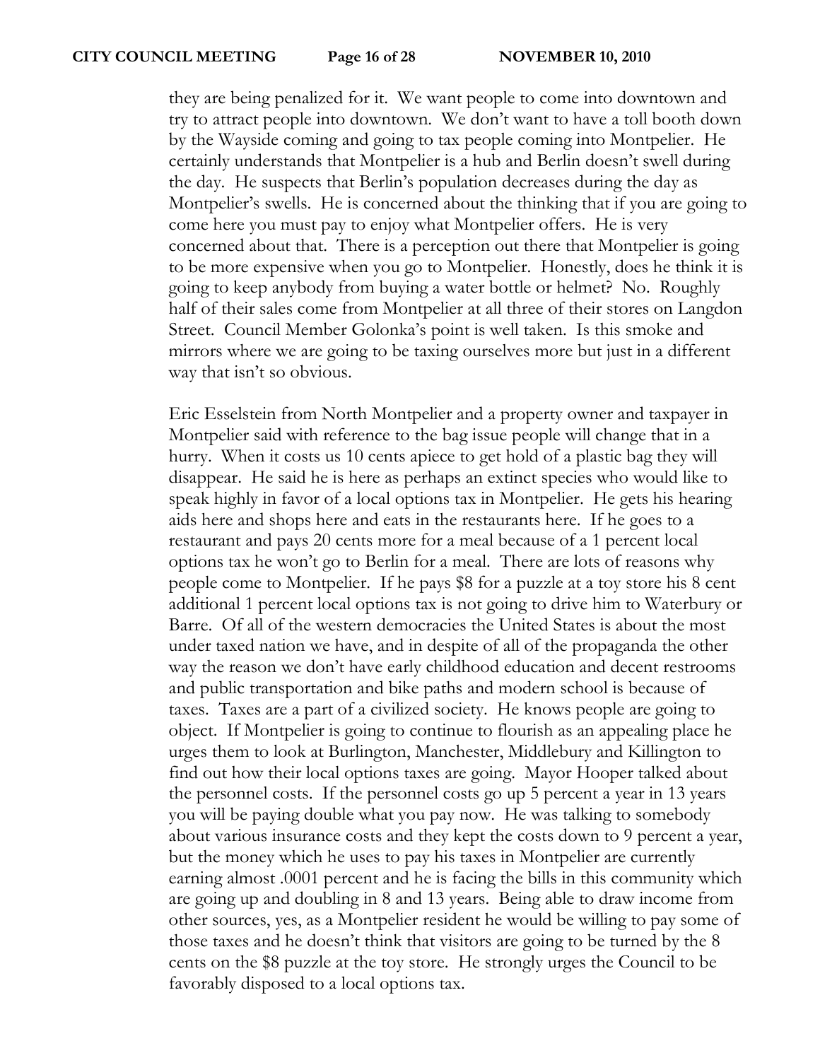they are being penalized for it. We want people to come into downtown and try to attract people into downtown. We don't want to have a toll booth down by the Wayside coming and going to tax people coming into Montpelier. He certainly understands that Montpelier is a hub and Berlin doesn't swell during the day. He suspects that Berlin's population decreases during the day as Montpelier's swells. He is concerned about the thinking that if you are going to come here you must pay to enjoy what Montpelier offers. He is very concerned about that. There is a perception out there that Montpelier is going to be more expensive when you go to Montpelier. Honestly, does he think it is going to keep anybody from buying a water bottle or helmet? No. Roughly half of their sales come from Montpelier at all three of their stores on Langdon Street. Council Member Golonka's point is well taken. Is this smoke and mirrors where we are going to be taxing ourselves more but just in a different way that isn't so obvious.

Eric Esselstein from North Montpelier and a property owner and taxpayer in Montpelier said with reference to the bag issue people will change that in a hurry. When it costs us 10 cents apiece to get hold of a plastic bag they will disappear. He said he is here as perhaps an extinct species who would like to speak highly in favor of a local options tax in Montpelier. He gets his hearing aids here and shops here and eats in the restaurants here. If he goes to a restaurant and pays 20 cents more for a meal because of a 1 percent local options tax he won't go to Berlin for a meal. There are lots of reasons why people come to Montpelier. If he pays $8 for a puzzle at a toy store his 8 cent additional 1 percent local options tax is not going to drive him to Waterbury or Barre. Of all of the western democracies the United States is about the most under taxed nation we have, and in despite of all of the propaganda the other way the reason we don't have early childhood education and decent restrooms and public transportation and bike paths and modern school is because of taxes. Taxes are a part of a civilized society. He knows people are going to object. If Montpelier is going to continue to flourish as an appealing place he urges them to look at Burlington, Manchester, Middlebury and Killington to find out how their local options taxes are going. Mayor Hooper talked about the personnel costs. If the personnel costs go up 5 percent a year in 13 years you will be paying double what you pay now. He was talking to somebody about various insurance costs and they kept the costs down to 9 percent a year, but the money which he uses to pay his taxes in Montpelier are currently earning almost .0001 percent and he is facing the bills in this community which are going up and doubling in 8 and 13 years. Being able to draw income from other sources, yes, as a Montpelier resident he would be willing to pay some of those taxes and he doesn't think that visitors are going to be turned by the 8 cents on the $8 puzzle at the toy store. He strongly urges the Council to be favorably disposed to a local options tax.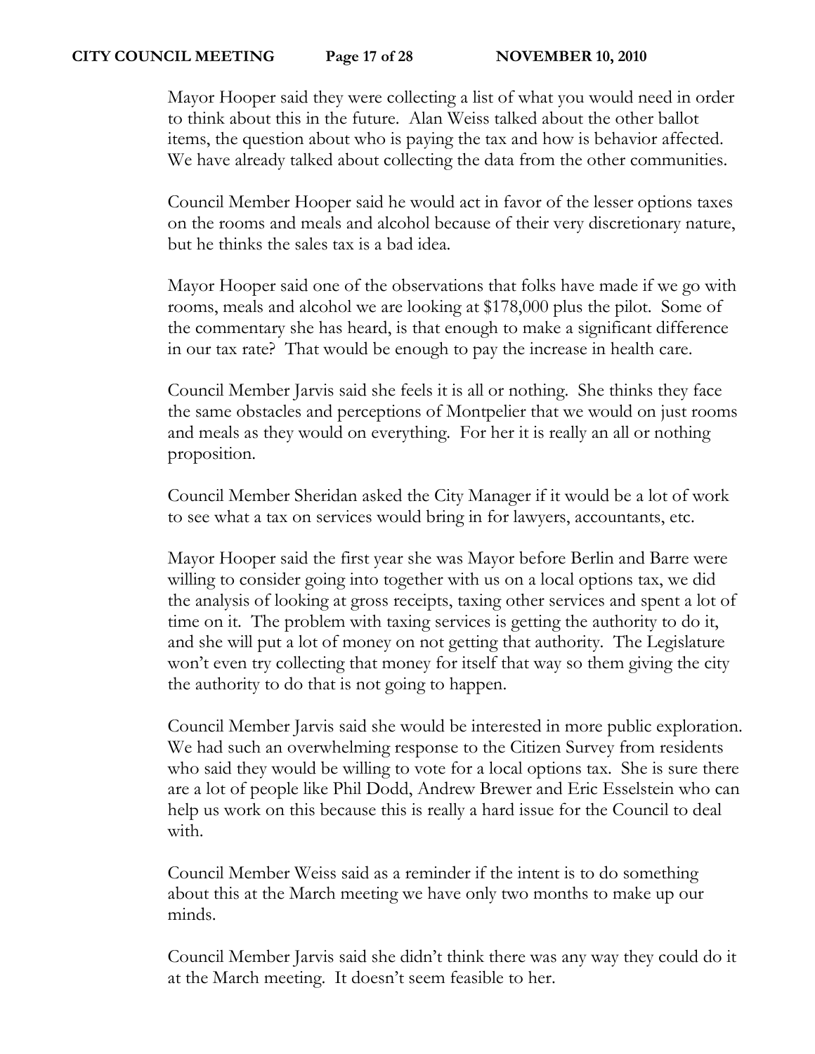Mayor Hooper said they were collecting a list of what you would need in order to think about this in the future. Alan Weiss talked about the other ballot items, the question about who is paying the tax and how is behavior affected. We have already talked about collecting the data from the other communities.

Council Member Hooper said he would act in favor of the lesser options taxes on the rooms and meals and alcohol because of their very discretionary nature, but he thinks the sales tax is a bad idea.

Mayor Hooper said one of the observations that folks have made if we go with rooms, meals and alcohol we are looking at $178,000 plus the pilot. Some of the commentary she has heard, is that enough to make a significant difference in our tax rate? That would be enough to pay the increase in health care.

Council Member Jarvis said she feels it is all or nothing. She thinks they face the same obstacles and perceptions of Montpelier that we would on just rooms and meals as they would on everything. For her it is really an all or nothing proposition.

Council Member Sheridan asked the City Manager if it would be a lot of work to see what a tax on services would bring in for lawyers, accountants, etc.

Mayor Hooper said the first year she was Mayor before Berlin and Barre were willing to consider going into together with us on a local options tax, we did the analysis of looking at gross receipts, taxing other services and spent a lot of time on it. The problem with taxing services is getting the authority to do it, and she will put a lot of money on not getting that authority. The Legislature won't even try collecting that money for itself that way so them giving the city the authority to do that is not going to happen.

Council Member Jarvis said she would be interested in more public exploration. We had such an overwhelming response to the Citizen Survey from residents who said they would be willing to vote for a local options tax. She is sure there are a lot of people like Phil Dodd, Andrew Brewer and Eric Esselstein who can help us work on this because this is really a hard issue for the Council to deal with.

Council Member Weiss said as a reminder if the intent is to do something about this at the March meeting we have only two months to make up our minds.

Council Member Jarvis said she didn't think there was any way they could do it at the March meeting. It doesn't seem feasible to her.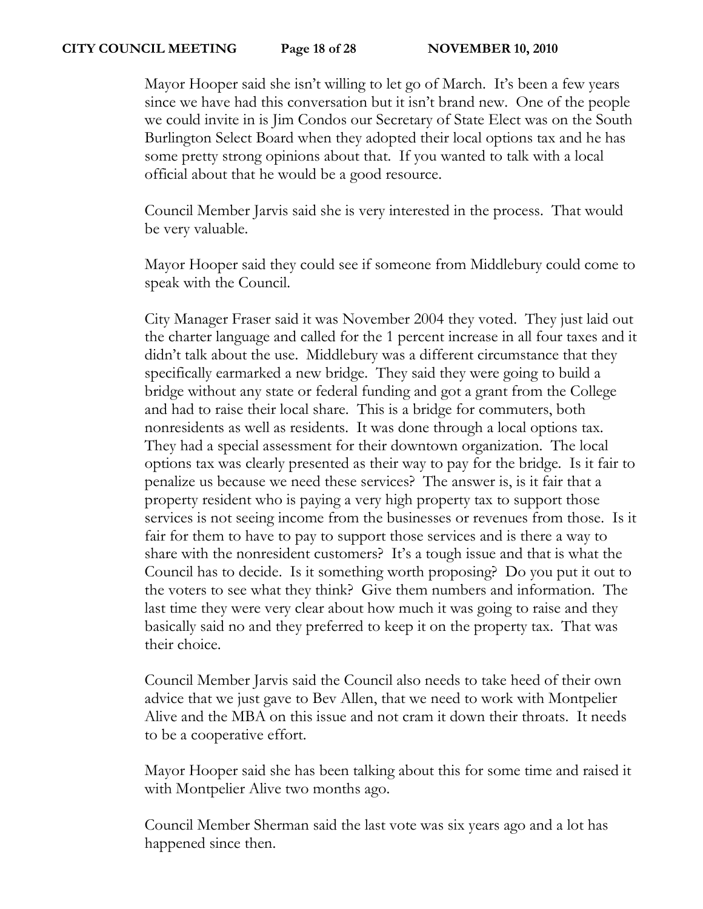Mayor Hooper said she isn't willing to let go of March. It's been a few years since we have had this conversation but it isn't brand new. One of the people we could invite in is Jim Condos our Secretary of State Elect was on the South Burlington Select Board when they adopted their local options tax and he has some pretty strong opinions about that. If you wanted to talk with a local official about that he would be a good resource.

Council Member Jarvis said she is very interested in the process. That would be very valuable.

Mayor Hooper said they could see if someone from Middlebury could come to speak with the Council.

City Manager Fraser said it was November 2004 they voted. They just laid out the charter language and called for the 1 percent increase in all four taxes and it didn't talk about the use. Middlebury was a different circumstance that they specifically earmarked a new bridge. They said they were going to build a bridge without any state or federal funding and got a grant from the College and had to raise their local share. This is a bridge for commuters, both nonresidents as well as residents. It was done through a local options tax. They had a special assessment for their downtown organization. The local options tax was clearly presented as their way to pay for the bridge. Is it fair to penalize us because we need these services? The answer is, is it fair that a property resident who is paying a very high property tax to support those services is not seeing income from the businesses or revenues from those. Is it fair for them to have to pay to support those services and is there a way to share with the nonresident customers? It's a tough issue and that is what the Council has to decide. Is it something worth proposing? Do you put it out to the voters to see what they think? Give them numbers and information. The last time they were very clear about how much it was going to raise and they basically said no and they preferred to keep it on the property tax. That was their choice.

Council Member Jarvis said the Council also needs to take heed of their own advice that we just gave to Bev Allen, that we need to work with Montpelier Alive and the MBA on this issue and not cram it down their throats. It needs to be a cooperative effort.

Mayor Hooper said she has been talking about this for some time and raised it with Montpelier Alive two months ago.

Council Member Sherman said the last vote was six years ago and a lot has happened since then.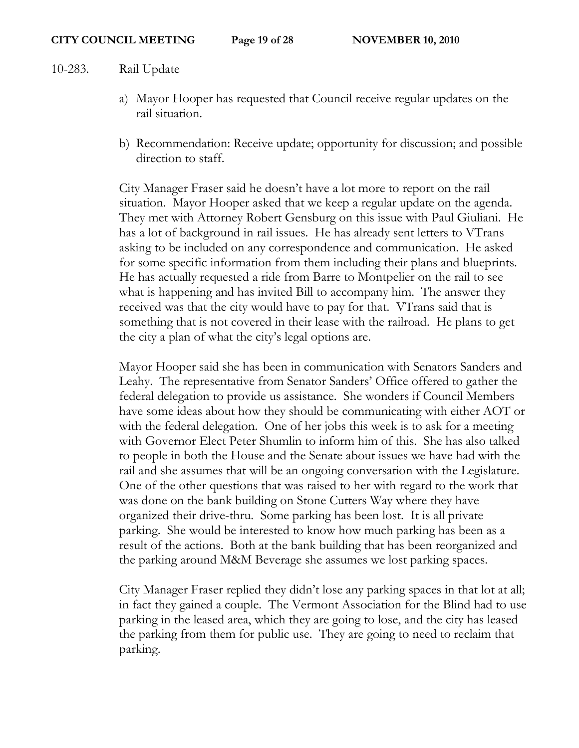10-283. Rail Update

a) Mayor Hooper has requested that Council receive regular updates on the rail situation.

b) Recommendation: Receive update; opportunity for discussion; and possible direction to staff.

City Manager Fraser said he doesn't have a lot more to report on the rail situation. Mayor Hooper asked that we keep a regular update on the agenda. They met with Attorney Robert Gensburg on this issue with Paul Giuliani. He has a lot of background in rail issues. He has already sent letters to VTrans asking to be included on any correspondence and communication. He asked for some specific information from them including their plans and blueprints. He has actually requested a ride from Barre to Montpelier on the rail to see what is happening and has invited Bill to accompany him. The answer they received was that the city would have to pay for that. VTrans said that is something that is not covered in their lease with the railroad. He plans to get the city a plan of what the city's legal options are.

Mayor Hooper said she has been in communication with Senators Sanders and Leahy. The representative from Senator Sanders' Office offered to gather the federal delegation to provide us assistance. She wonders if Council Members have some ideas about how they should be communicating with either AOT or with the federal delegation. One of her jobs this week is to ask for a meeting with Governor Elect Peter Shumlin to inform him of this. She has also talked to people in both the House and the Senate about issues we have had with the rail and she assumes that will be an ongoing conversation with the Legislature. One of the other questions that was raised to her with regard to the work that was done on the bank building on Stone Cutters Way where they have organized their drive-thru. Some parking has been lost. It is all private parking. She would be interested to know how much parking has been as a result of the actions. Both at the bank building that has been reorganized and the parking around M&M Beverage she assumes we lost parking spaces.

City Manager Fraser replied they didn't lose any parking spaces in that lot at all; in fact they gained a couple. The Vermont Association for the Blind had to use parking in the leased area, which they are going to lose, and the city has leased the parking from them for public use. They are going to need to reclaim that parking.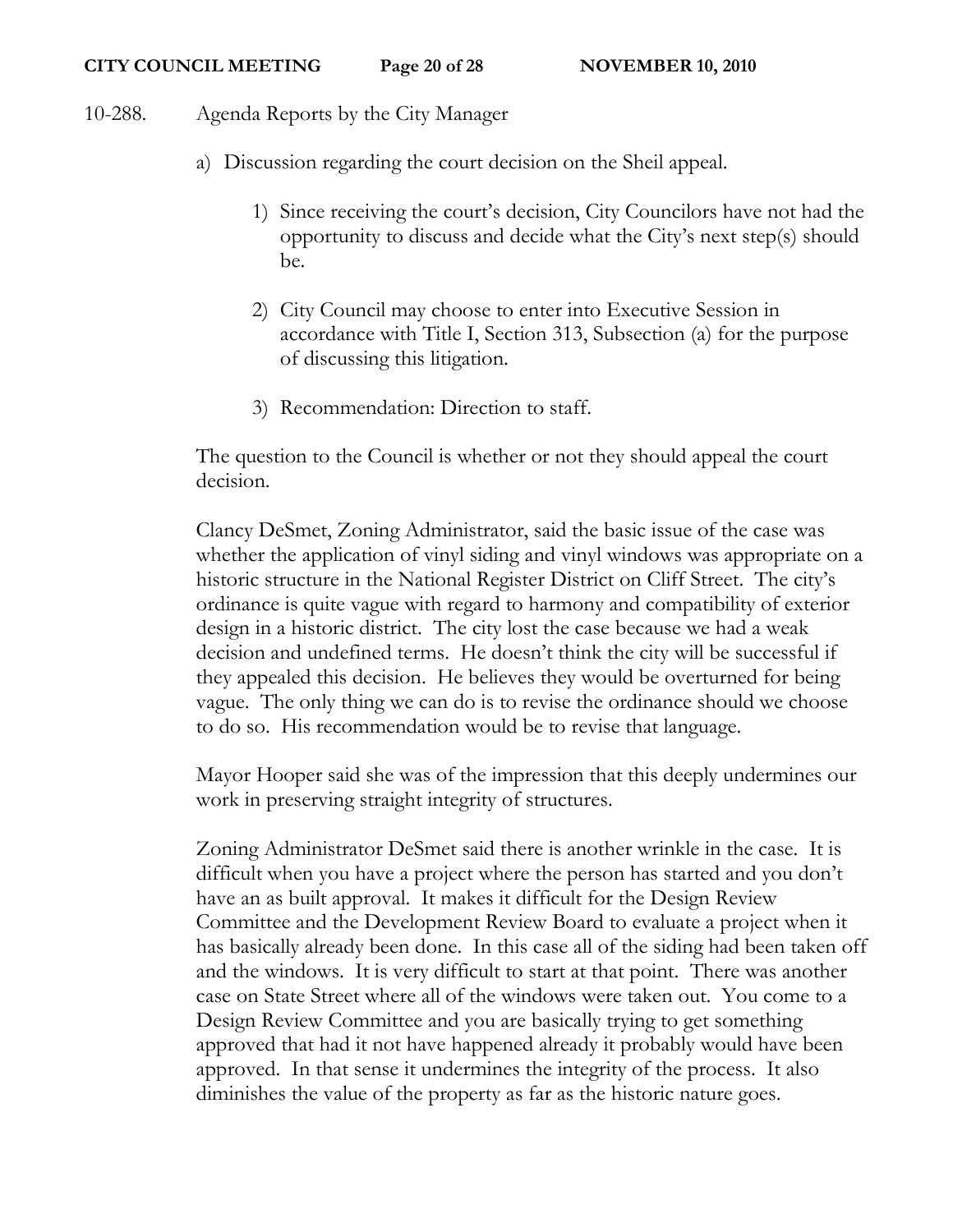10-288. Agenda Reports by the City Manager

a) Discussion regarding the court decision on the Sheil appeal.

1) Since receiving the court's decision, City Councilors have not had the opportunity to discuss and decide what the City's next step(s) should be.

2) City Council may choose to enter into Executive Session in accordance with Title I, Section 313, Subsection (a) for the purpose of discussing this litigation.

3) Recommendation: Direction to staff.

The question to the Council is whether or not they should appeal the court decision.

Clancy DeSmet, Zoning Administrator, said the basic issue of the case was whether the application of vinyl siding and vinyl windows was appropriate on a historic structure in the National Register District on Cliff Street. The city's ordinance is quite vague with regard to harmony and compatibility of exterior design in a historic district. The city lost the case because we had a weak decision and undefined terms. He doesn't think the city will be successful if they appealed this decision. He believes they would be overturned for being vague. The only thing we can do is to revise the ordinance should we choose to do so. His recommendation would be to revise that language.

Mayor Hooper said she was of the impression that this deeply undermines our work in preserving straight integrity of structures.

Zoning Administrator DeSmet said there is another wrinkle in the case. It is difficult when you have a project where the person has started and you don't have an as built approval. It makes it difficult for the Design Review Committee and the Development Review Board to evaluate a project when it has basically already been done. In this case all of the siding had been taken off and the windows. It is very difficult to start at that point. There was another case on State Street where all of the windows were taken out. You come to a Design Review Committee and you are basically trying to get something approved that had it not have happened already it probably would have been approved. In that sense it undermines the integrity of the process. It also diminishes the value of the property as far as the historic nature goes.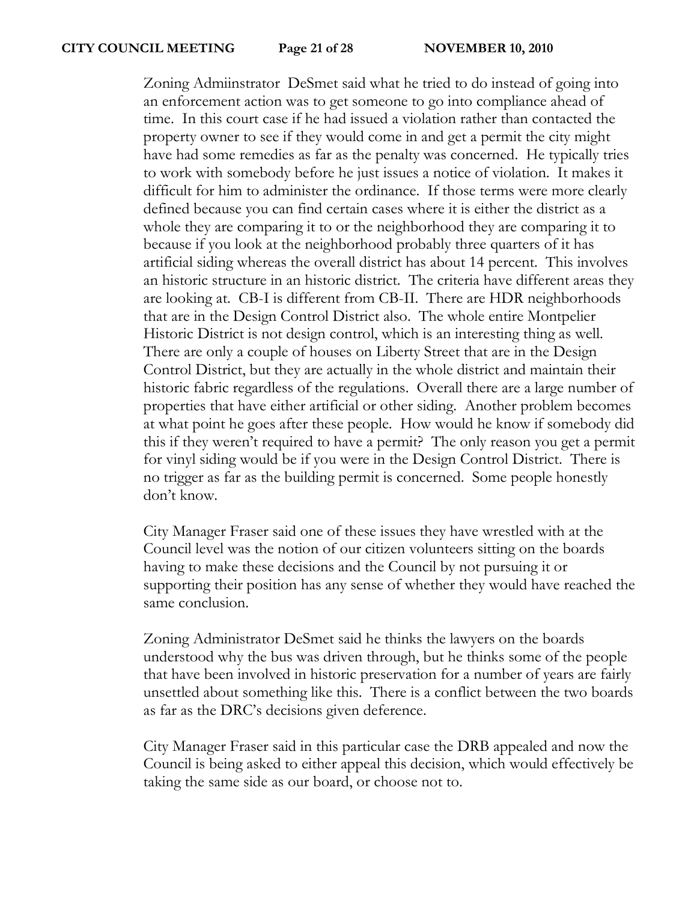Zoning Admiinstrator DeSmet said what he tried to do instead of going into an enforcement action was to get someone to go into compliance ahead of time. In this court case if he had issued a violation rather than contacted the property owner to see if they would come in and get a permit the city might have had some remedies as far as the penalty was concerned. He typically tries to work with somebody before he just issues a notice of violation. It makes it difficult for him to administer the ordinance. If those terms were more clearly defined because you can find certain cases where it is either the district as a whole they are comparing it to or the neighborhood they are comparing it to because if you look at the neighborhood probably three quarters of it has artificial siding whereas the overall district has about 14 percent. This involves an historic structure in an historic district. The criteria have different areas they are looking at. CB-I is different from CB-II. There are HDR neighborhoods that are in the Design Control District also. The whole entire Montpelier Historic District is not design control, which is an interesting thing as well. There are only a couple of houses on Liberty Street that are in the Design Control District, but they are actually in the whole district and maintain their historic fabric regardless of the regulations. Overall there are a large number of properties that have either artificial or other siding. Another problem becomes at what point he goes after these people. How would he know if somebody did this if they weren't required to have a permit? The only reason you get a permit for vinyl siding would be if you were in the Design Control District. There is no trigger as far as the building permit is concerned. Some people honestly don't know.

City Manager Fraser said one of these issues they have wrestled with at the Council level was the notion of our citizen volunteers sitting on the boards having to make these decisions and the Council by not pursuing it or supporting their position has any sense of whether they would have reached the same conclusion.

Zoning Administrator DeSmet said he thinks the lawyers on the boards understood why the bus was driven through, but he thinks some of the people that have been involved in historic preservation for a number of years are fairly unsettled about something like this. There is a conflict between the two boards as far as the DRC's decisions given deference.

City Manager Fraser said in this particular case the DRB appealed and now the Council is being asked to either appeal this decision, which would effectively be taking the same side as our board, or choose not to.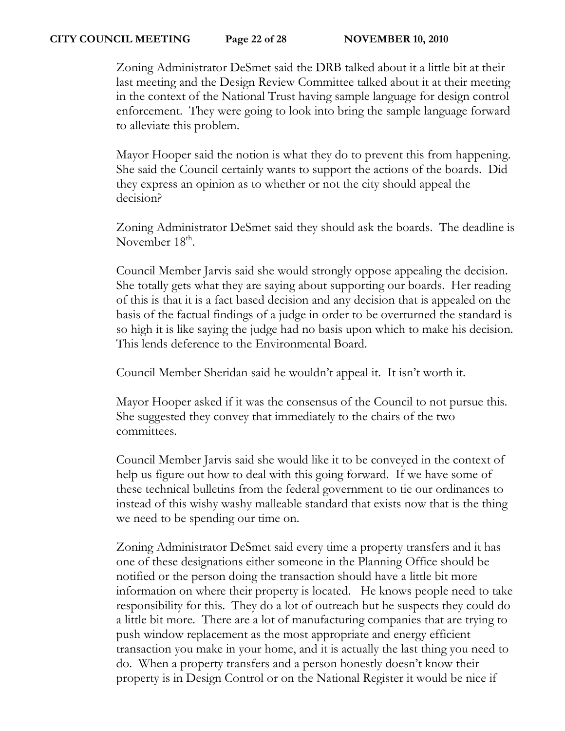Zoning Administrator DeSmet said the DRB talked about it a little bit at their last meeting and the Design Review Committee talked about it at their meeting in the context of the National Trust having sample language for design control enforcement. They were going to look into bring the sample language forward to alleviate this problem.

Mayor Hooper said the notion is what they do to prevent this from happening. She said the Council certainly wants to support the actions of the boards. Did they express an opinion as to whether or not the city should appeal the decision?

Zoning Administrator DeSmet said they should ask the boards. The deadline is November 18th.

Council Member Jarvis said she would strongly oppose appealing the decision. She totally gets what they are saying about supporting our boards. Her reading of this is that it is a fact based decision and any decision that is appealed on the basis of the factual findings of a judge in order to be overturned the standard is so high it is like saying the judge had no basis upon which to make his decision. This lends deference to the Environmental Board.

Council Member Sheridan said he wouldn't appeal it. It isn't worth it.

Mayor Hooper asked if it was the consensus of the Council to not pursue this. She suggested they convey that immediately to the chairs of the two committees.

Council Member Jarvis said she would like it to be conveyed in the context of help us figure out how to deal with this going forward. If we have some of these technical bulletins from the federal government to tie our ordinances to instead of this wishy washy malleable standard that exists now that is the thing we need to be spending our time on.

Zoning Administrator DeSmet said every time a property transfers and it has one of these designations either someone in the Planning Office should be notified or the person doing the transaction should have a little bit more information on where their property is located. He knows people need to take responsibility for this. They do a lot of outreach but he suspects they could do a little bit more. There are a lot of manufacturing companies that are trying to push window replacement as the most appropriate and energy efficient transaction you make in your home, and it is actually the last thing you need to do. When a property transfers and a person honestly doesn't know their property is in Design Control or on the National Register it would be nice if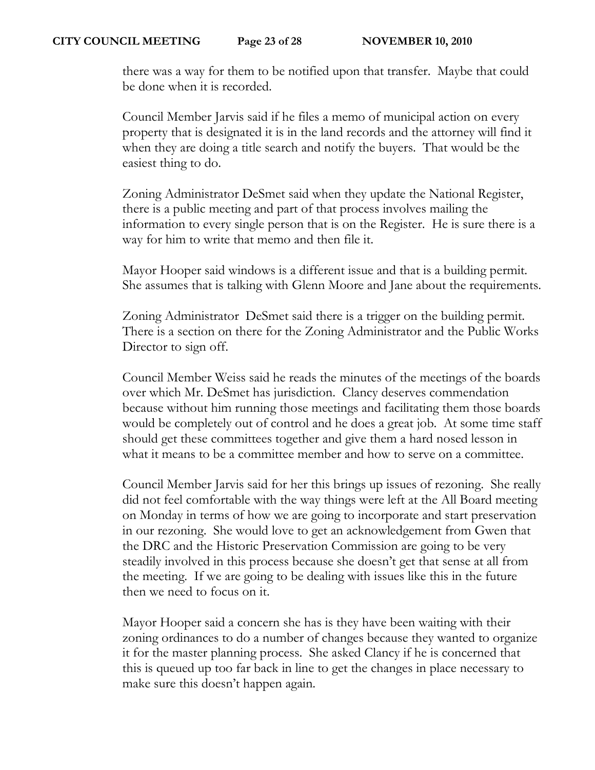there was a way for them to be notified upon that transfer. Maybe that could be done when it is recorded.

Council Member Jarvis said if he files a memo of municipal action on every property that is designated it is in the land records and the attorney will find it when they are doing a title search and notify the buyers. That would be the easiest thing to do.

Zoning Administrator DeSmet said when they update the National Register, there is a public meeting and part of that process involves mailing the information to every single person that is on the Register. He is sure there is a way for him to write that memo and then file it.

Mayor Hooper said windows is a different issue and that is a building permit. She assumes that is talking with Glenn Moore and Jane about the requirements.

Zoning Administrator DeSmet said there is a trigger on the building permit. There is a section on there for the Zoning Administrator and the Public Works Director to sign off.

Council Member Weiss said he reads the minutes of the meetings of the boards over which Mr. DeSmet has jurisdiction. Clancy deserves commendation because without him running those meetings and facilitating them those boards would be completely out of control and he does a great job. At some time staff should get these committees together and give them a hard nosed lesson in what it means to be a committee member and how to serve on a committee.

Council Member Jarvis said for her this brings up issues of rezoning. She really did not feel comfortable with the way things were left at the All Board meeting on Monday in terms of how we are going to incorporate and start preservation in our rezoning. She would love to get an acknowledgement from Gwen that the DRC and the Historic Preservation Commission are going to be very steadily involved in this process because she doesn't get that sense at all from the meeting. If we are going to be dealing with issues like this in the future then we need to focus on it.

Mayor Hooper said a concern she has is they have been waiting with their zoning ordinances to do a number of changes because they wanted to organize it for the master planning process. She asked Clancy if he is concerned that this is queued up too far back in line to get the changes in place necessary to make sure this doesn't happen again.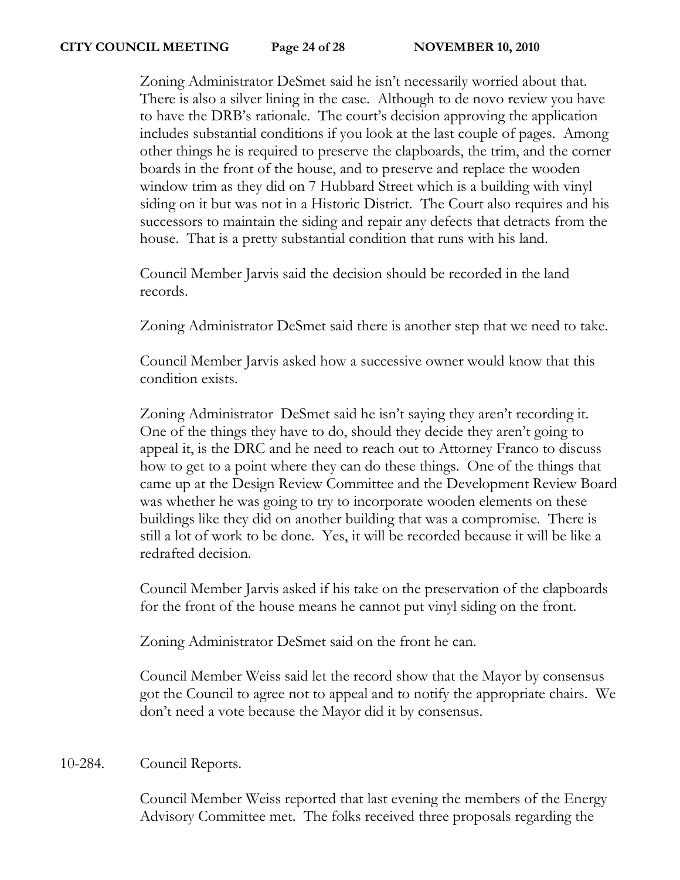Zoning Administrator DeSmet said he isn't necessarily worried about that. There is also a silver lining in the case. Although to de novo review you have to have the DRB's rationale. The court's decision approving the application includes substantial conditions if you look at the last couple of pages. Among other things he is required to preserve the clapboards, the trim, and the corner boards in the front of the house, and to preserve and replace the wooden window trim as they did on 7 Hubbard Street which is a building with vinyl siding on it but was not in a Historic District. The Court also requires and his successors to maintain the siding and repair any defects that detracts from the house. That is a pretty substantial condition that runs with his land.

Council Member Jarvis said the decision should be recorded in the land records.

Zoning Administrator DeSmet said there is another step that we need to take.

Council Member Jarvis asked how a successive owner would know that this condition exists.

Zoning Administrator DeSmet said he isn't saying they aren't recording it. One of the things they have to do, should they decide they aren't going to appeal it, is the DRC and he need to reach out to Attorney Franco to discuss how to get to a point where they can do these things. One of the things that came up at the Design Review Committee and the Development Review Board was whether he was going to try to incorporate wooden elements on these buildings like they did on another building that was a compromise. There is still a lot of work to be done. Yes, it will be recorded because it will be like a redrafted decision.

Council Member Jarvis asked if his take on the preservation of the clapboards for the front of the house means he cannot put vinyl siding on the front.

Zoning Administrator DeSmet said on the front he can.

Council Member Weiss said let the record show that the Mayor by consensus got the Council to agree not to appeal and to notify the appropriate chairs. We don't need a vote because the Mayor did it by consensus.

10-284. Council Reports.

Council Member Weiss reported that last evening the members of the Energy Advisory Committee met. The folks received three proposals regarding the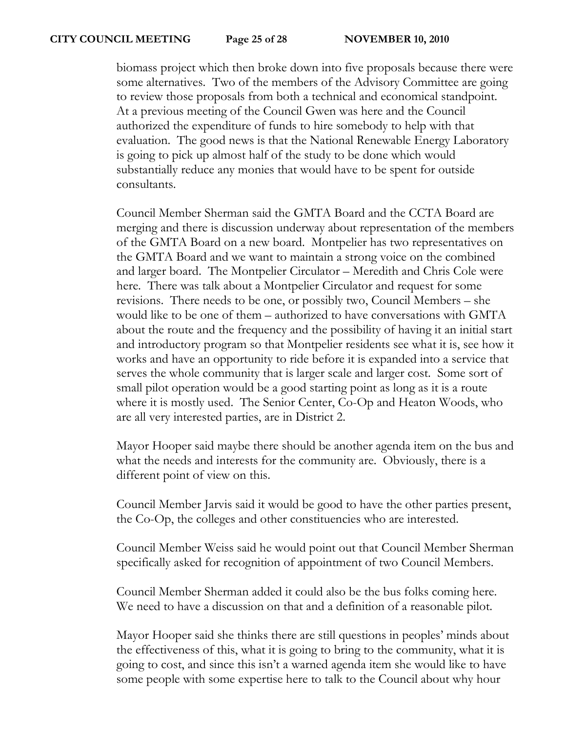biomass project which then broke down into five proposals because there were some alternatives. Two of the members of the Advisory Committee are going to review those proposals from both a technical and economical standpoint. At a previous meeting of the Council Gwen was here and the Council authorized the expenditure of funds to hire somebody to help with that evaluation. The good news is that the National Renewable Energy Laboratory is going to pick up almost half of the study to be done which would substantially reduce any monies that would have to be spent for outside consultants.

Council Member Sherman said the GMTA Board and the CCTA Board are merging and there is discussion underway about representation of the members of the GMTA Board on a new board. Montpelier has two representatives on the GMTA Board and we want to maintain a strong voice on the combined and larger board. The Montpelier Circulator – Meredith and Chris Cole were here. There was talk about a Montpelier Circulator and request for some revisions. There needs to be one, or possibly two, Council Members – she would like to be one of them – authorized to have conversations with GMTA about the route and the frequency and the possibility of having it an initial start and introductory program so that Montpelier residents see what it is, see how it works and have an opportunity to ride before it is expanded into a service that serves the whole community that is larger scale and larger cost. Some sort of small pilot operation would be a good starting point as long as it is a route where it is mostly used. The Senior Center, Co-Op and Heaton Woods, who are all very interested parties, are in District 2.

Mayor Hooper said maybe there should be another agenda item on the bus and what the needs and interests for the community are. Obviously, there is a different point of view on this.

Council Member Jarvis said it would be good to have the other parties present, the Co-Op, the colleges and other constituencies who are interested.

Council Member Weiss said he would point out that Council Member Sherman specifically asked for recognition of appointment of two Council Members.

Council Member Sherman added it could also be the bus folks coming here. We need to have a discussion on that and a definition of a reasonable pilot.

Mayor Hooper said she thinks there are still questions in peoples' minds about the effectiveness of this, what it is going to bring to the community, what it is going to cost, and since this isn't a warned agenda item she would like to have some people with some expertise here to talk to the Council about why hour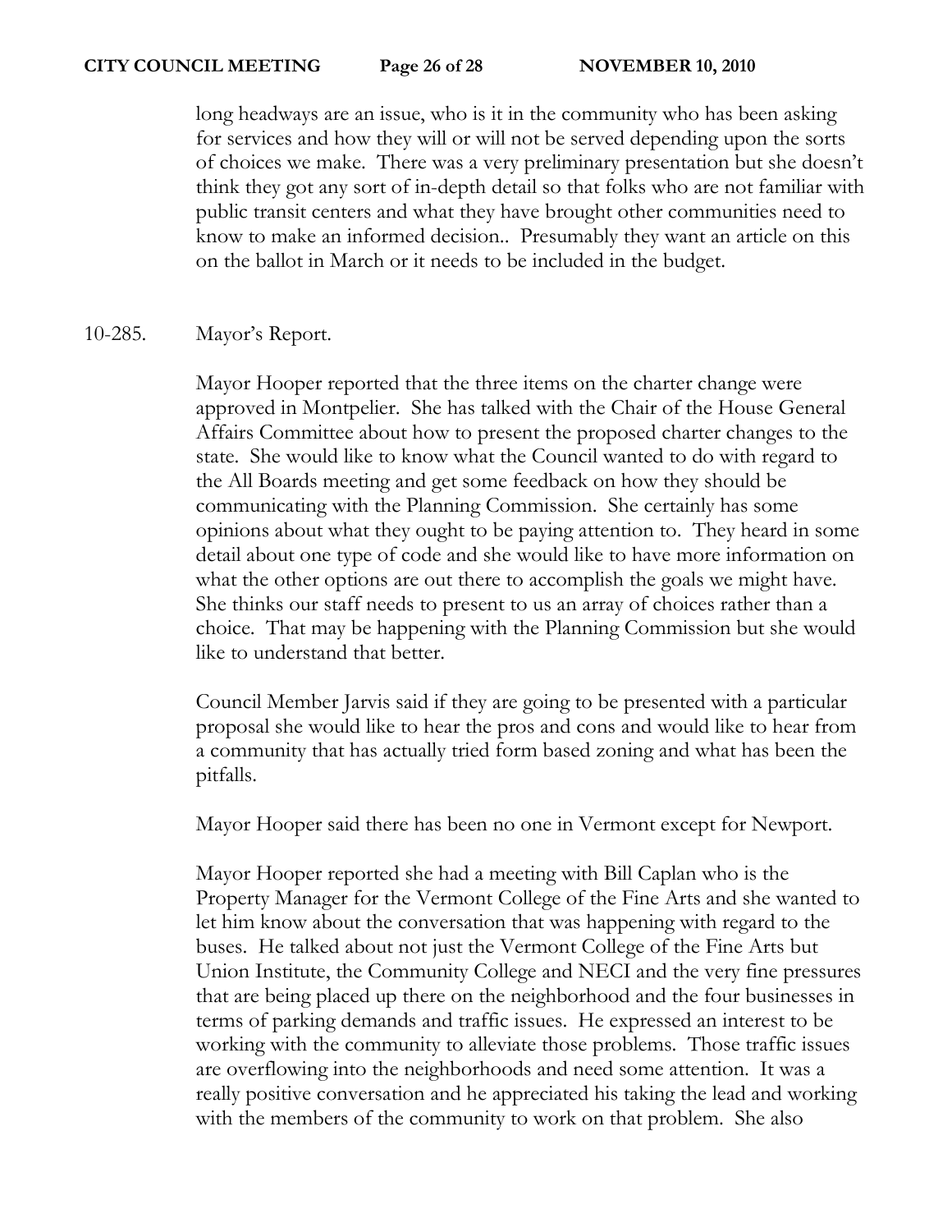long headways are an issue, who is it in the community who has been asking for services and how they will or will not be served depending upon the sorts of choices we make. There was a very preliminary presentation but she doesn't think they got any sort of in-depth detail so that folks who are not familiar with public transit centers and what they have brought other communities need to know to make an informed decision.. Presumably they want an article on this on the ballot in March or it needs to be included in the budget.

10-285. Mayor's Report.

Mayor Hooper reported that the three items on the charter change were approved in Montpelier. She has talked with the Chair of the House General Affairs Committee about how to present the proposed charter changes to the state. She would like to know what the Council wanted to do with regard to the All Boards meeting and get some feedback on how they should be communicating with the Planning Commission. She certainly has some opinions about what they ought to be paying attention to. They heard in some detail about one type of code and she would like to have more information on what the other options are out there to accomplish the goals we might have. She thinks our staff needs to present to us an array of choices rather than a choice. That may be happening with the Planning Commission but she would like to understand that better.

Council Member Jarvis said if they are going to be presented with a particular proposal she would like to hear the pros and cons and would like to hear from a community that has actually tried form based zoning and what has been the pitfalls.

Mayor Hooper said there has been no one in Vermont except for Newport.

Mayor Hooper reported she had a meeting with Bill Caplan who is the Property Manager for the Vermont College of the Fine Arts and she wanted to let him know about the conversation that was happening with regard to the buses. He talked about not just the Vermont College of the Fine Arts but Union Institute, the Community College and NECI and the very fine pressures that are being placed up there on the neighborhood and the four businesses in terms of parking demands and traffic issues. He expressed an interest to be working with the community to alleviate those problems. Those traffic issues are overflowing into the neighborhoods and need some attention. It was a really positive conversation and he appreciated his taking the lead and working with the members of the community to work on that problem. She also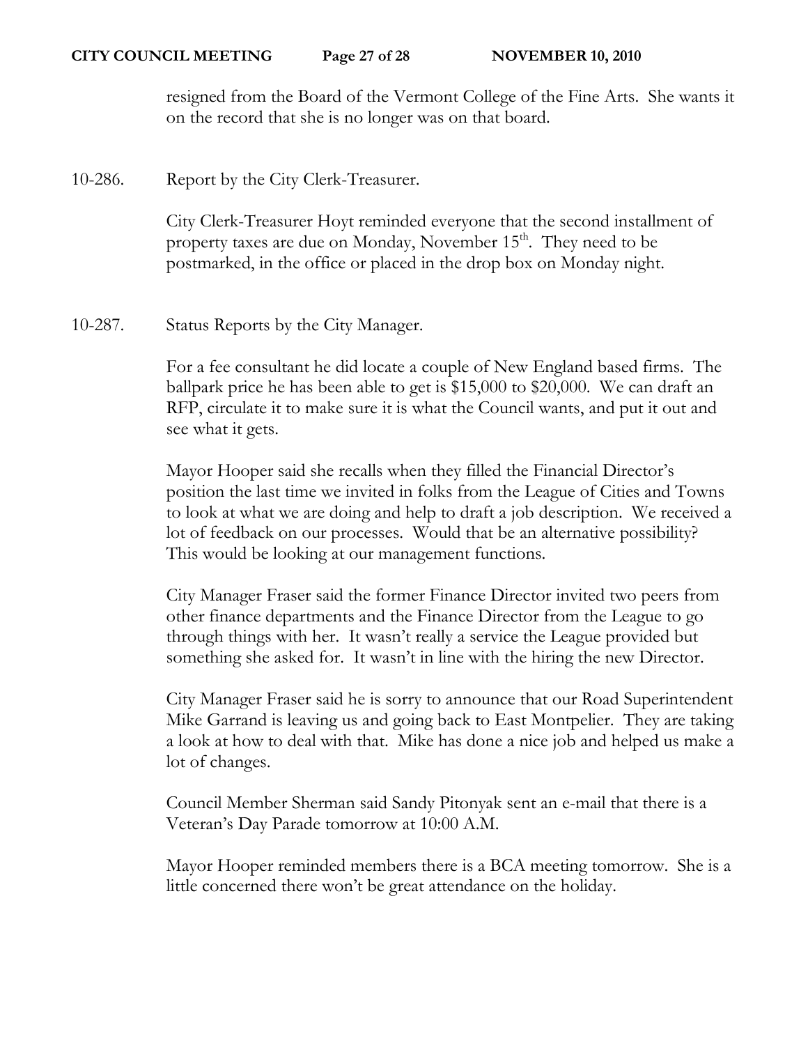resigned from the Board of the Vermont College of the Fine Arts. She wants it on the record that she is no longer was on that board.

10-286. Report by the City Clerk-Treasurer.

City Clerk-Treasurer Hoyt reminded everyone that the second installment of property taxes are due on Monday, November 15th. They need to be postmarked, in the office or placed in the drop box on Monday night.

10-287. Status Reports by the City Manager.

For a fee consultant he did locate a couple of New England based firms. The ballpark price he has been able to get is $15,000 to $20,000. We can draft an RFP, circulate it to make sure it is what the Council wants, and put it out and see what it gets.

Mayor Hooper said she recalls when they filled the Financial Director's position the last time we invited in folks from the League of Cities and Towns to look at what we are doing and help to draft a job description. We received a lot of feedback on our processes. Would that be an alternative possibility? This would be looking at our management functions.

City Manager Fraser said the former Finance Director invited two peers from other finance departments and the Finance Director from the League to go through things with her. It wasn't really a service the League provided but something she asked for. It wasn't in line with the hiring the new Director.

City Manager Fraser said he is sorry to announce that our Road Superintendent Mike Garrand is leaving us and going back to East Montpelier. They are taking a look at how to deal with that. Mike has done a nice job and helped us make a lot of changes.

Council Member Sherman said Sandy Pitonyak sent an e-mail that there is a Veteran's Day Parade tomorrow at 10:00 A.M.

Mayor Hooper reminded members there is a BCA meeting tomorrow. She is a little concerned there won't be great attendance on the holiday.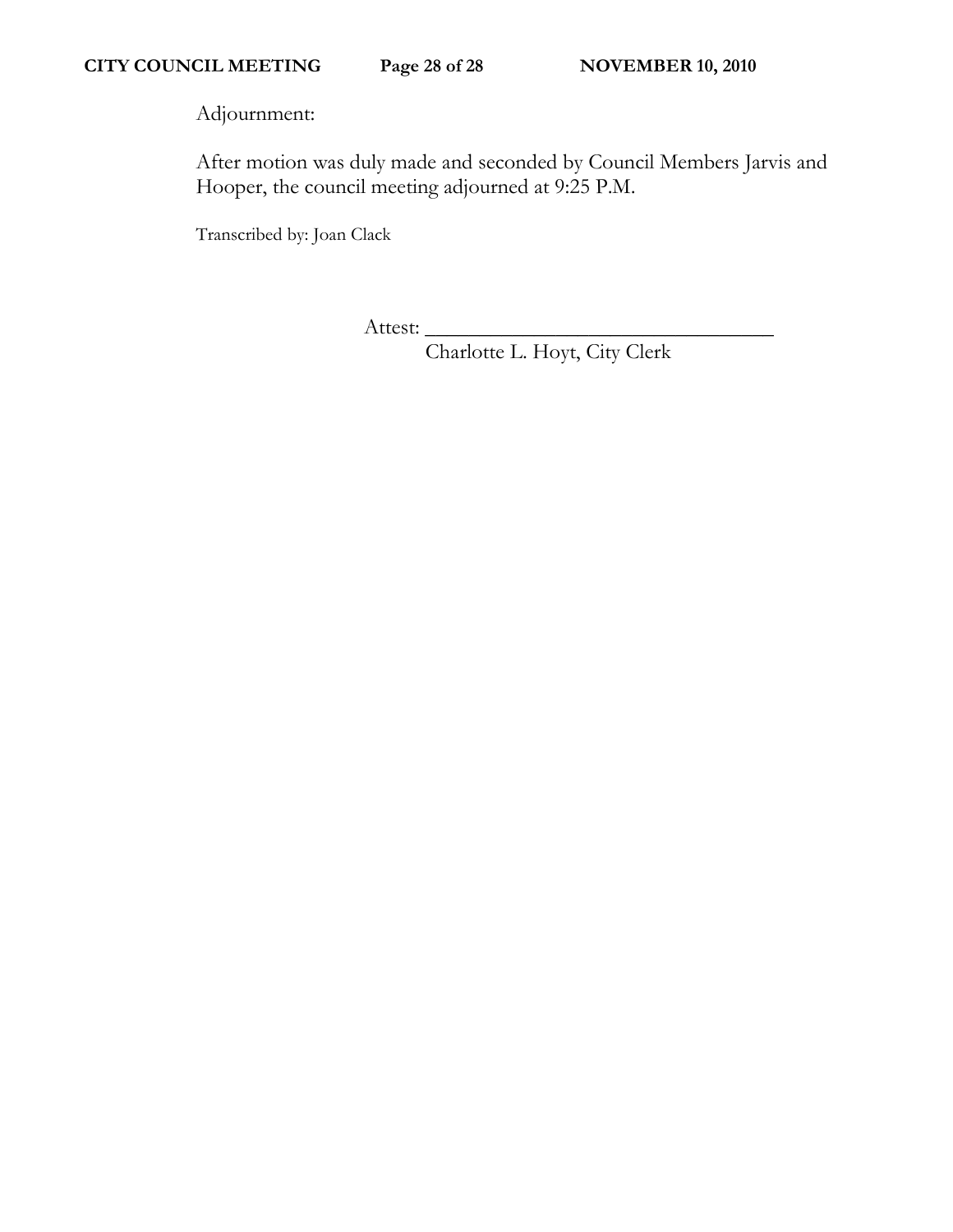Adjournment:

After motion was duly made and seconded by Council Members Jarvis and Hooper, the council meeting adjourned at 9:25 P.M.

Transcribed by: Joan Clack

Attest: ________________________________
Charlotte L. Hoyt, City Clerk